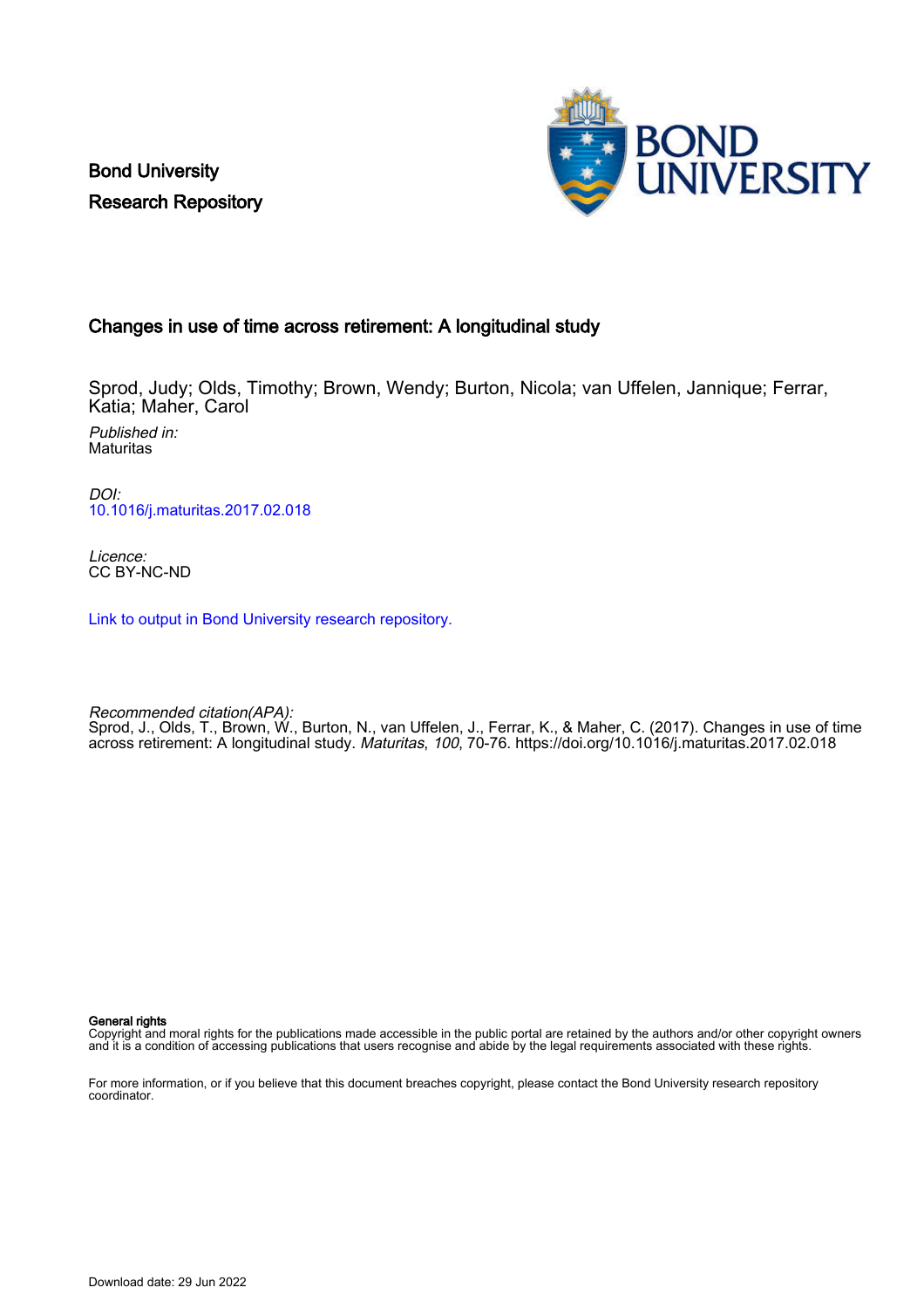Bond University
Research Repository

## Changes in use of time across retirement: A longitudinal study

Sprod, Judy; Olds, Timothy; Brown, Wendy; Burton, Nicola; van Uffelen, Jannique; Ferrar, Katia; Maher, Carol

*Published in:*
Maturitas

*DOI:*
10.1016/j.maturitas.2017.02.018

*Licence:*
CC BY-NC-ND

Link to output in Bond University research repository.

*Recommended citation(APA):*
Sprod, J., Olds, T., Brown, W., Burton, N., van Uffelen, J., Ferrar, K., & Maher, C. (2017). Changes in use of time across retirement: A longitudinal study. *Maturitas*, *100*, 70-76. https://doi.org/10.1016/j.maturitas.2017.02.018

**General rights**
Copyright and moral rights for the publications made accessible in the public portal are retained by the authors and/or other copyright owners and it is a condition of accessing publications that users recognise and abide by the legal requirements associated with these rights.

For more information, or if you believe that this document breaches copyright, please contact the Bond University research repository coordinator.

Download date: 29 Jun 2022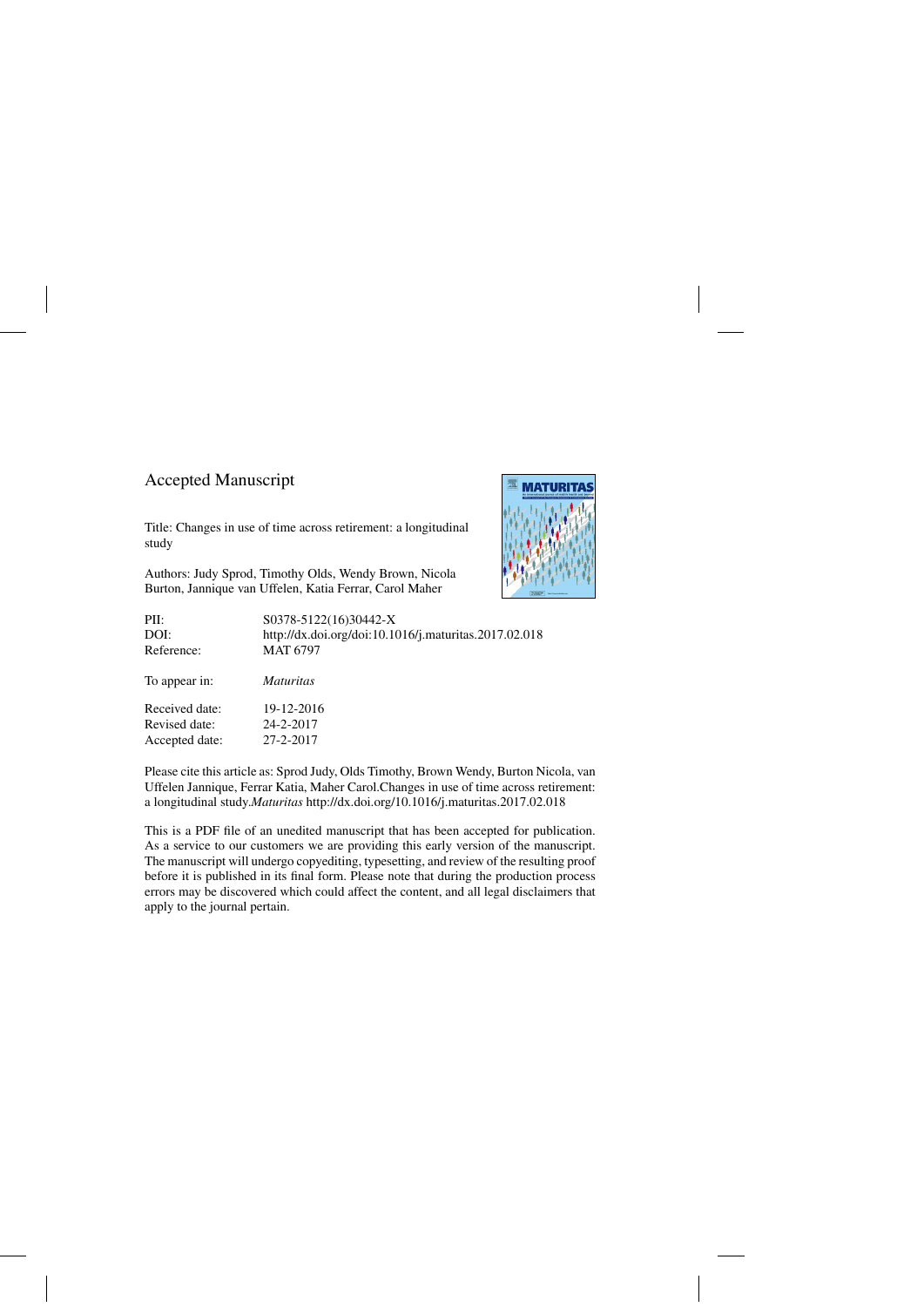Accepted Manuscript

Title: Changes in use of time across retirement: a longitudinal study

Authors: Judy Sprod, Timothy Olds, Wendy Brown, Nicola Burton, Jannique van Uffelen, Katia Ferrar, Carol Maher

| | |
|---|---|
| PII: | S0378-5122(16)30442-X |
| DOI: | http://dx.doi.org/doi:10.1016/j.maturitas.2017.02.018 |
| Reference: | MAT 6797 |
| To appear in: | *Maturitas* |
| Received date: | 19-12-2016 |
| Revised date: | 24-2-2017 |
| Accepted date: | 27-2-2017 |

Please cite this article as: Sprod Judy, Olds Timothy, Brown Wendy, Burton Nicola, van Uffelen Jannique, Ferrar Katia, Maher Carol.Changes in use of time across retirement: a longitudinal study.*Maturitas* http://dx.doi.org/10.1016/j.maturitas.2017.02.018

This is a PDF file of an unedited manuscript that has been accepted for publication. As a service to our customers we are providing this early version of the manuscript. The manuscript will undergo copyediting, typesetting, and review of the resulting proof before it is published in its final form. Please note that during the production process errors may be discovered which could affect the content, and all legal disclaimers that apply to the journal pertain.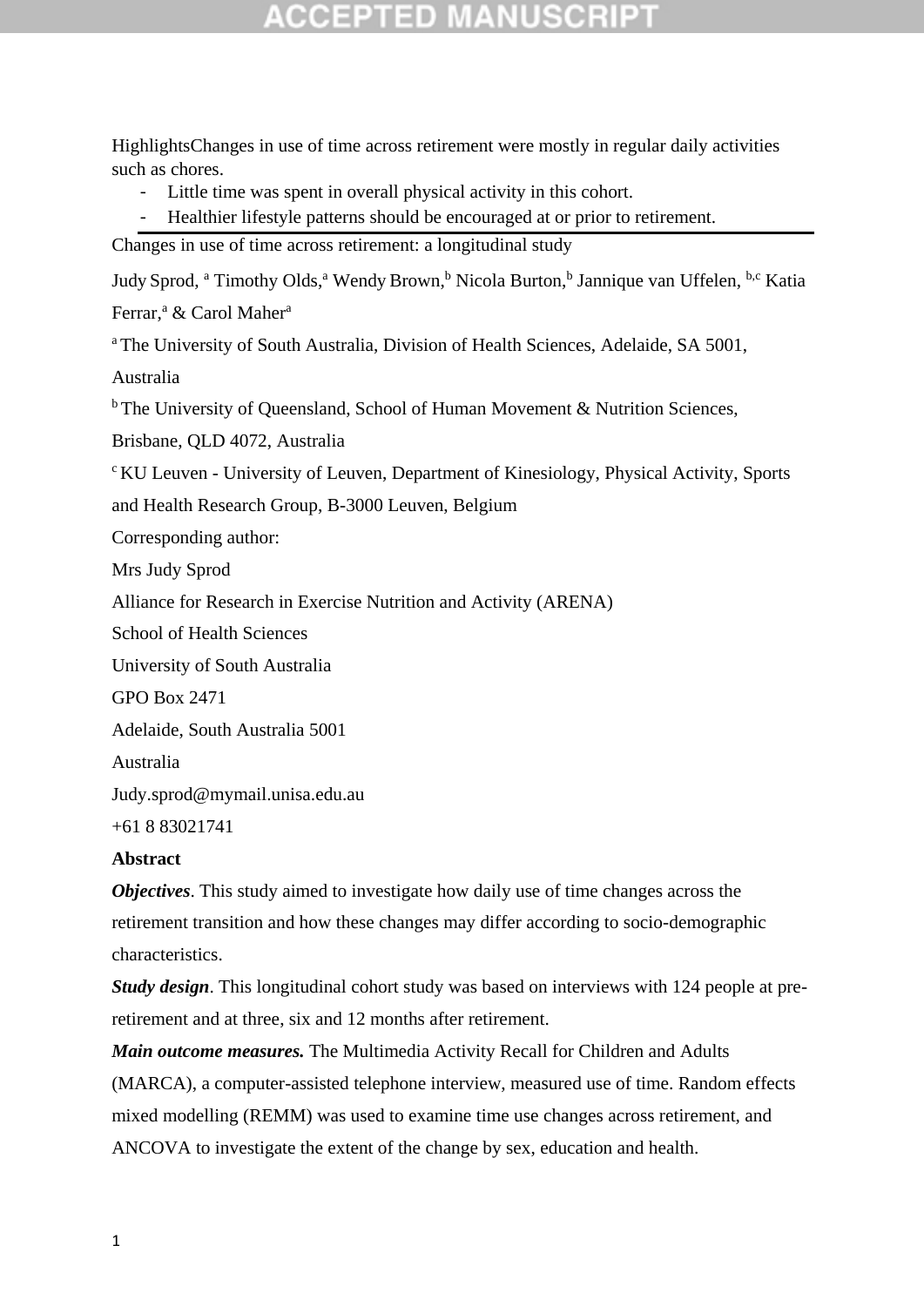HighlightsChanges in use of time across retirement were mostly in regular daily activities such as chores.

- Little time was spent in overall physical activity in this cohort.
- Healthier lifestyle patterns should be encouraged at or prior to retirement.

Changes in use of time across retirement: a longitudinal study

Judy Sprod, [a] Timothy Olds,[a] Wendy Brown,[b] Nicola Burton,[b] Jannique van Uffelen, [b,c] Katia Ferrar,[a] & Carol Maher[a]

[a] The University of South Australia, Division of Health Sciences, Adelaide, SA 5001, Australia

[b] The University of Queensland, School of Human Movement & Nutrition Sciences, Brisbane, QLD 4072, Australia

[c] KU Leuven - University of Leuven, Department of Kinesiology, Physical Activity, Sports and Health Research Group, B-3000 Leuven, Belgium

Corresponding author:

Mrs Judy Sprod

Alliance for Research in Exercise Nutrition and Activity (ARENA)

School of Health Sciences

University of South Australia

GPO Box 2471

Adelaide, South Australia 5001

Australia

Judy.sprod@mymail.unisa.edu.au

+61 8 83021741

**Abstract**

***Objectives***. This study aimed to investigate how daily use of time changes across the retirement transition and how these changes may differ according to socio-demographic characteristics.

***Study design***. This longitudinal cohort study was based on interviews with 124 people at pre-retirement and at three, six and 12 months after retirement.

***Main outcome measures.*** The Multimedia Activity Recall for Children and Adults (MARCA), a computer-assisted telephone interview, measured use of time. Random effects mixed modelling (REMM) was used to examine time use changes across retirement, and ANCOVA to investigate the extent of the change by sex, education and health.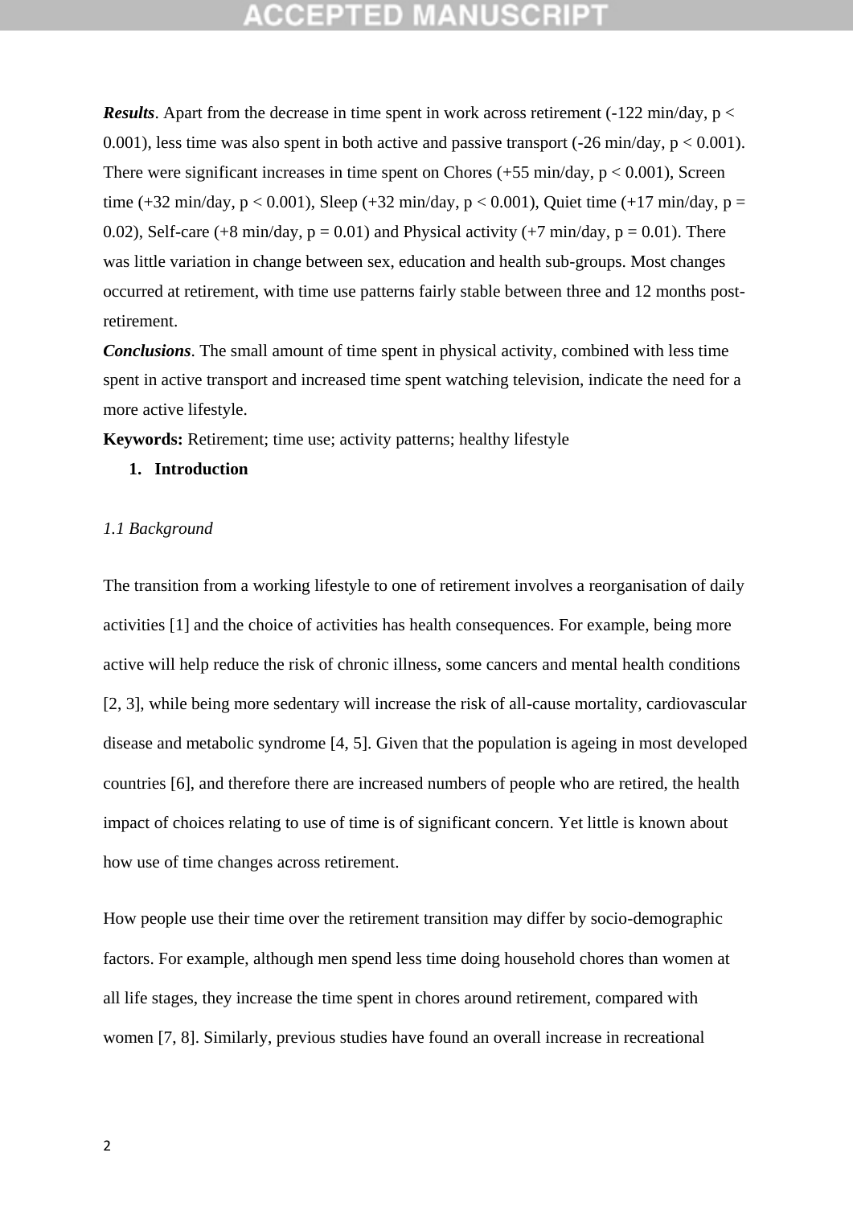***Results***. Apart from the decrease in time spent in work across retirement (-122 min/day, $p < 0.001$), less time was also spent in both active and passive transport (-26 min/day, $p < 0.001$). There were significant increases in time spent on Chores (+55 min/day, $p < 0.001$), Screen time (+32 min/day, $p < 0.001$), Sleep (+32 min/day, $p < 0.001$), Quiet time (+17 min/day, $p = 0.02$), Self-care (+8 min/day, $p = 0.01$) and Physical activity (+7 min/day, $p = 0.01$). There was little variation in change between sex, education and health sub-groups. Most changes occurred at retirement, with time use patterns fairly stable between three and 12 months post-retirement.

***Conclusions***. The small amount of time spent in physical activity, combined with less time spent in active transport and increased time spent watching television, indicate the need for a more active lifestyle.

**Keywords:** Retirement; time use; activity patterns; healthy lifestyle

## 1. Introduction

### *1.1 Background*

The transition from a working lifestyle to one of retirement involves a reorganisation of daily activities [1] and the choice of activities has health consequences. For example, being more active will help reduce the risk of chronic illness, some cancers and mental health conditions [2, 3], while being more sedentary will increase the risk of all-cause mortality, cardiovascular disease and metabolic syndrome [4, 5]. Given that the population is ageing in most developed countries [6], and therefore there are increased numbers of people who are retired, the health impact of choices relating to use of time is of significant concern. Yet little is known about how use of time changes across retirement.

How people use their time over the retirement transition may differ by socio-demographic factors. For example, although men spend less time doing household chores than women at all life stages, they increase the time spent in chores around retirement, compared with women [7, 8]. Similarly, previous studies have found an overall increase in recreational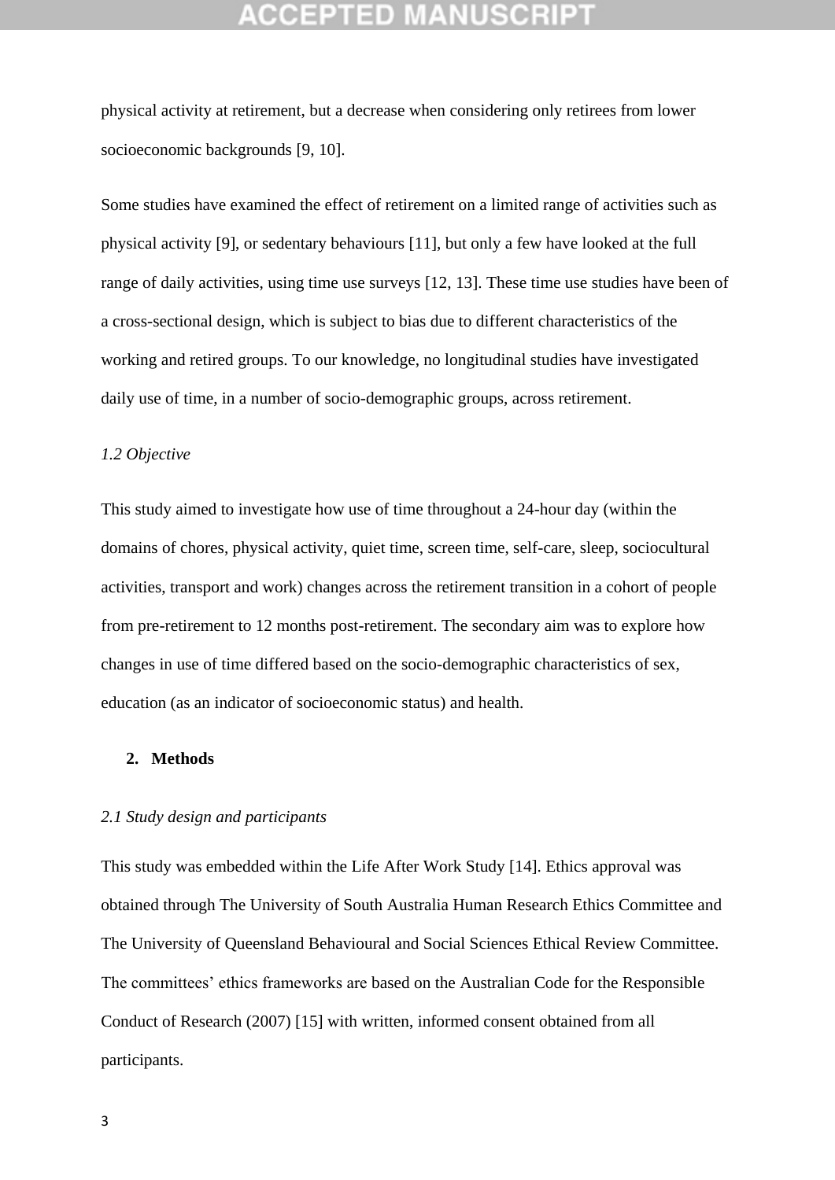physical activity at retirement, but a decrease when considering only retirees from lower socioeconomic backgrounds [9, 10].

Some studies have examined the effect of retirement on a limited range of activities such as physical activity [9], or sedentary behaviours [11], but only a few have looked at the full range of daily activities, using time use surveys [12, 13]. These time use studies have been of a cross-sectional design, which is subject to bias due to different characteristics of the working and retired groups. To our knowledge, no longitudinal studies have investigated daily use of time, in a number of socio-demographic groups, across retirement.

### *1.2 Objective*

This study aimed to investigate how use of time throughout a 24-hour day (within the domains of chores, physical activity, quiet time, screen time, self-care, sleep, sociocultural activities, transport and work) changes across the retirement transition in a cohort of people from pre-retirement to 12 months post-retirement. The secondary aim was to explore how changes in use of time differed based on the socio-demographic characteristics of sex, education (as an indicator of socioeconomic status) and health.

## 2. Methods

### *2.1 Study design and participants*

This study was embedded within the Life After Work Study [14]. Ethics approval was obtained through The University of South Australia Human Research Ethics Committee and The University of Queensland Behavioural and Social Sciences Ethical Review Committee. The committees' ethics frameworks are based on the Australian Code for the Responsible Conduct of Research (2007) [15] with written, informed consent obtained from all participants.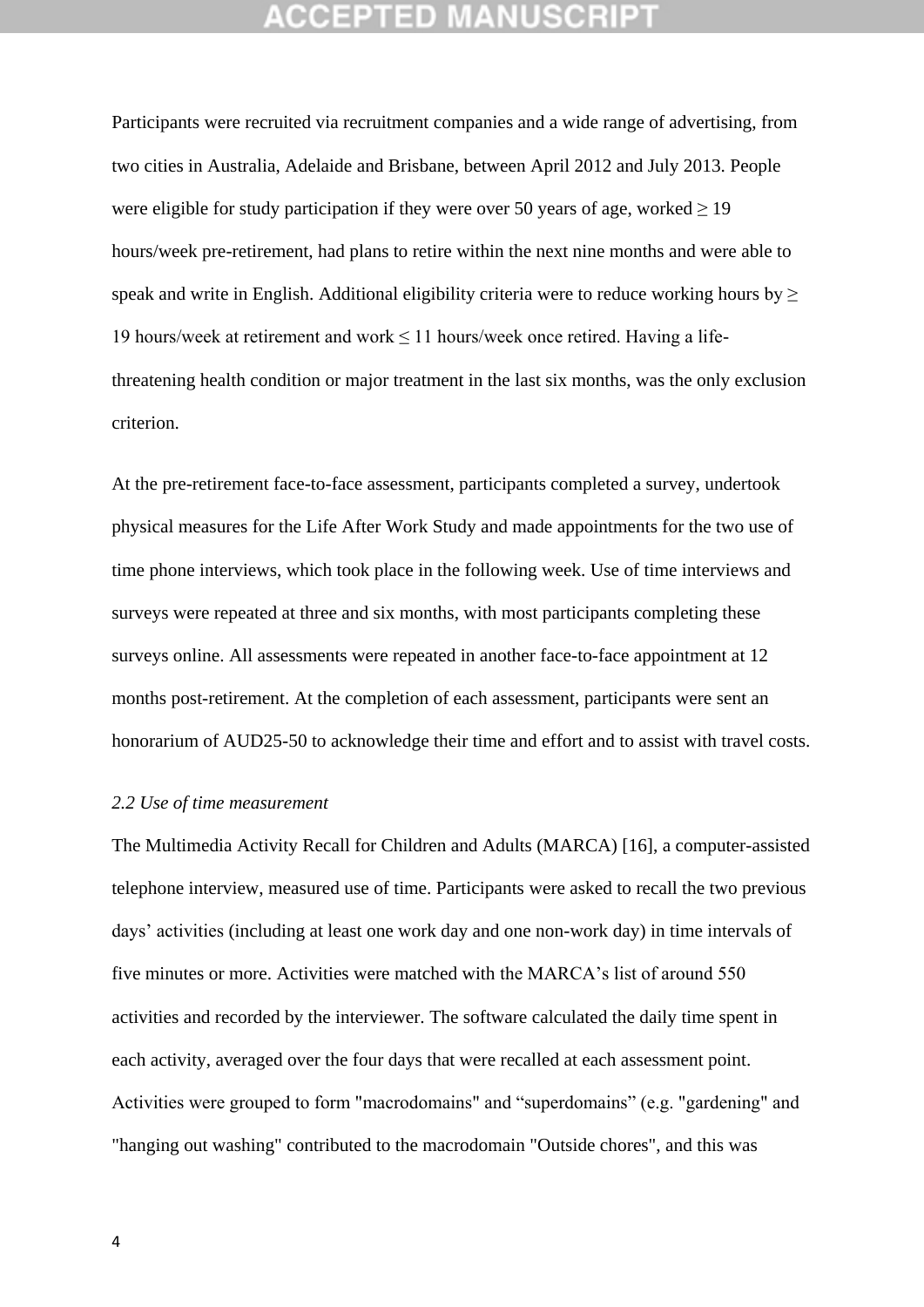Participants were recruited via recruitment companies and a wide range of advertising, from two cities in Australia, Adelaide and Brisbane, between April 2012 and July 2013. People were eligible for study participation if they were over 50 years of age, worked ≥ 19 hours/week pre-retirement, had plans to retire within the next nine months and were able to speak and write in English. Additional eligibility criteria were to reduce working hours by ≥ 19 hours/week at retirement and work ≤ 11 hours/week once retired. Having a life-threatening health condition or major treatment in the last six months, was the only exclusion criterion.

At the pre-retirement face-to-face assessment, participants completed a survey, undertook physical measures for the Life After Work Study and made appointments for the two use of time phone interviews, which took place in the following week. Use of time interviews and surveys were repeated at three and six months, with most participants completing these surveys online. All assessments were repeated in another face-to-face appointment at 12 months post-retirement. At the completion of each assessment, participants were sent an honorarium of AUD25-50 to acknowledge their time and effort and to assist with travel costs.

### *2.2 Use of time measurement*

The Multimedia Activity Recall for Children and Adults (MARCA) [16], a computer-assisted telephone interview, measured use of time. Participants were asked to recall the two previous days' activities (including at least one work day and one non-work day) in time intervals of five minutes or more. Activities were matched with the MARCA's list of around 550 activities and recorded by the interviewer. The software calculated the daily time spent in each activity, averaged over the four days that were recalled at each assessment point. Activities were grouped to form "macrodomains" and "superdomains" (e.g. "gardening" and "hanging out washing" contributed to the macrodomain "Outside chores", and this was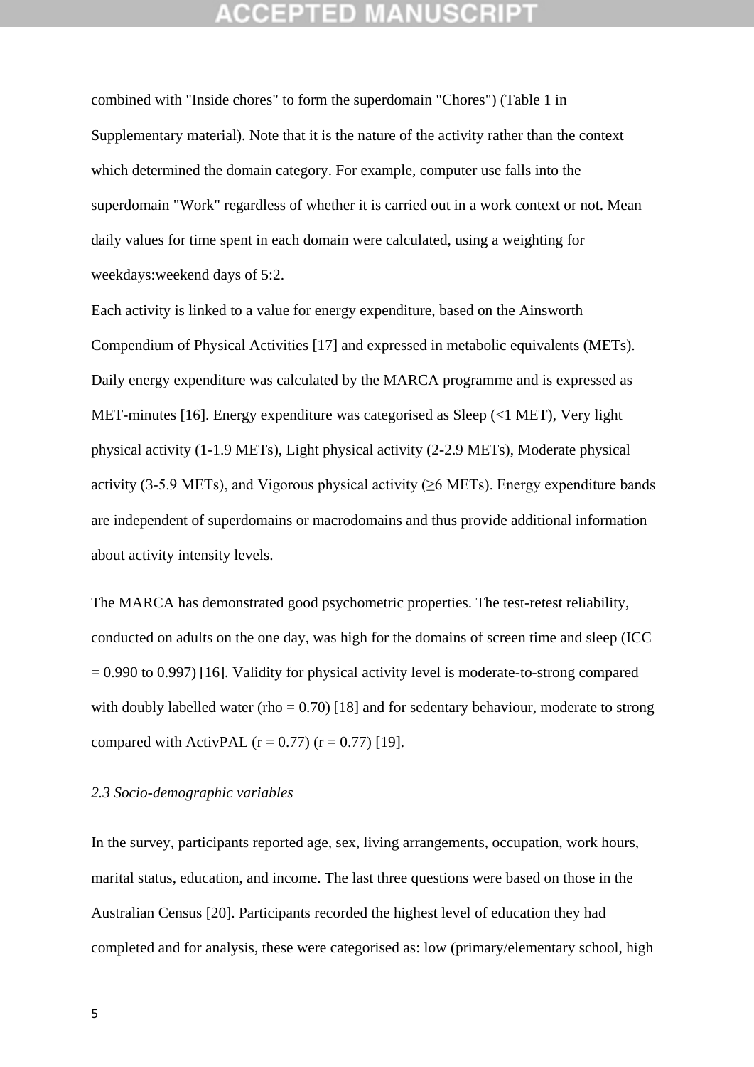combined with "Inside chores" to form the superdomain "Chores") (Table 1 in Supplementary material). Note that it is the nature of the activity rather than the context which determined the domain category. For example, computer use falls into the superdomain "Work" regardless of whether it is carried out in a work context or not. Mean daily values for time spent in each domain were calculated, using a weighting for weekdays:weekend days of 5:2.

Each activity is linked to a value for energy expenditure, based on the Ainsworth Compendium of Physical Activities [17] and expressed in metabolic equivalents (METs). Daily energy expenditure was calculated by the MARCA programme and is expressed as MET-minutes [16]. Energy expenditure was categorised as Sleep (<1 MET), Very light physical activity (1-1.9 METs), Light physical activity (2-2.9 METs), Moderate physical activity (3-5.9 METs), and Vigorous physical activity (≥6 METs). Energy expenditure bands are independent of superdomains or macrodomains and thus provide additional information about activity intensity levels.

The MARCA has demonstrated good psychometric properties. The test-retest reliability, conducted on adults on the one day, was high for the domains of screen time and sleep (ICC = 0.990 to 0.997) [16]. Validity for physical activity level is moderate-to-strong compared with doubly labelled water (rho = 0.70) [18] and for sedentary behaviour, moderate to strong compared with ActivPAL (r = 0.77) (r = 0.77) [19].

*2.3 Socio-demographic variables*

In the survey, participants reported age, sex, living arrangements, occupation, work hours, marital status, education, and income. The last three questions were based on those in the Australian Census [20]. Participants recorded the highest level of education they had completed and for analysis, these were categorised as: low (primary/elementary school, high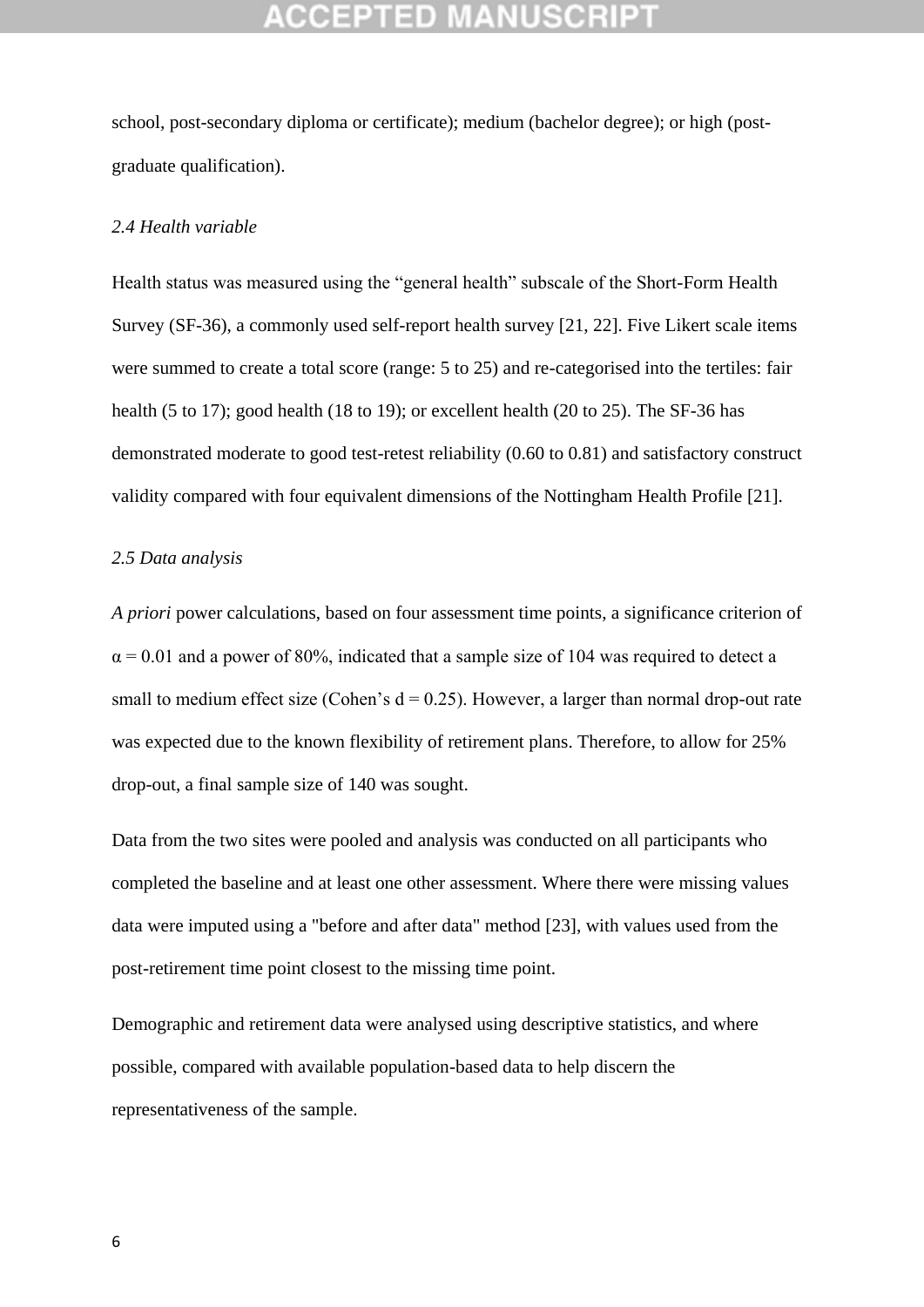school, post-secondary diploma or certificate); medium (bachelor degree); or high (post-graduate qualification).

### *2.4 Health variable*

Health status was measured using the "general health" subscale of the Short-Form Health Survey (SF-36), a commonly used self-report health survey [21, 22]. Five Likert scale items were summed to create a total score (range: 5 to 25) and re-categorised into the tertiles: fair health (5 to 17); good health (18 to 19); or excellent health (20 to 25). The SF-36 has demonstrated moderate to good test-retest reliability (0.60 to 0.81) and satisfactory construct validity compared with four equivalent dimensions of the Nottingham Health Profile [21].

### *2.5 Data analysis*

*A priori* power calculations, based on four assessment time points, a significance criterion of $\alpha = 0.01$ and a power of 80%, indicated that a sample size of 104 was required to detect a small to medium effect size (Cohen's $d = 0.25$). However, a larger than normal drop-out rate was expected due to the known flexibility of retirement plans. Therefore, to allow for 25% drop-out, a final sample size of 140 was sought.

Data from the two sites were pooled and analysis was conducted on all participants who completed the baseline and at least one other assessment. Where there were missing values data were imputed using a "before and after data" method [23], with values used from the post-retirement time point closest to the missing time point.

Demographic and retirement data were analysed using descriptive statistics, and where possible, compared with available population-based data to help discern the representativeness of the sample.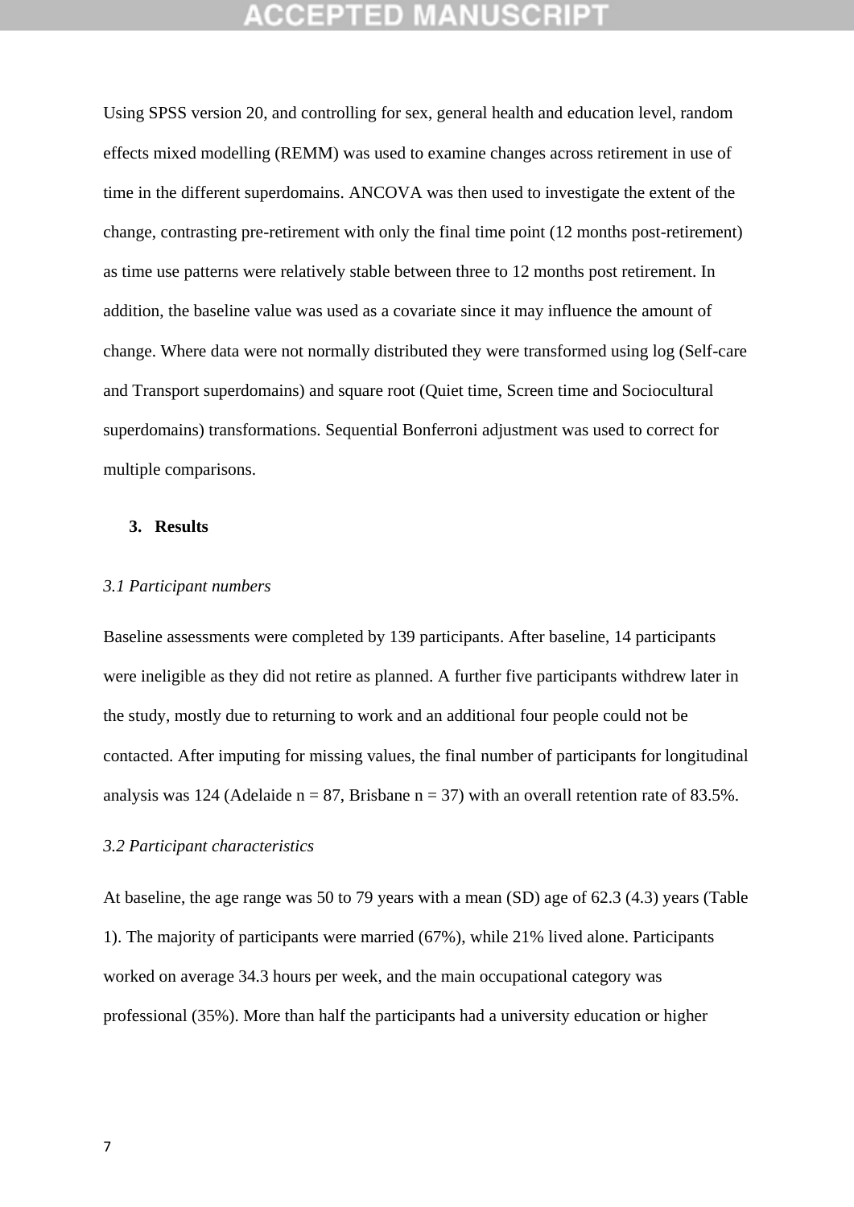Using SPSS version 20, and controlling for sex, general health and education level, random effects mixed modelling (REMM) was used to examine changes across retirement in use of time in the different superdomains. ANCOVA was then used to investigate the extent of the change, contrasting pre-retirement with only the final time point (12 months post-retirement) as time use patterns were relatively stable between three to 12 months post retirement. In addition, the baseline value was used as a covariate since it may influence the amount of change. Where data were not normally distributed they were transformed using log (Self-care and Transport superdomains) and square root (Quiet time, Screen time and Sociocultural superdomains) transformations. Sequential Bonferroni adjustment was used to correct for multiple comparisons.

## 3. Results

### *3.1 Participant numbers*

Baseline assessments were completed by 139 participants. After baseline, 14 participants were ineligible as they did not retire as planned. A further five participants withdrew later in the study, mostly due to returning to work and an additional four people could not be contacted. After imputing for missing values, the final number of participants for longitudinal analysis was 124 (Adelaide n = 87, Brisbane n = 37) with an overall retention rate of 83.5%.

### *3.2 Participant characteristics*

At baseline, the age range was 50 to 79 years with a mean (SD) age of 62.3 (4.3) years (Table 1). The majority of participants were married (67%), while 21% lived alone. Participants worked on average 34.3 hours per week, and the main occupational category was professional (35%). More than half the participants had a university education or higher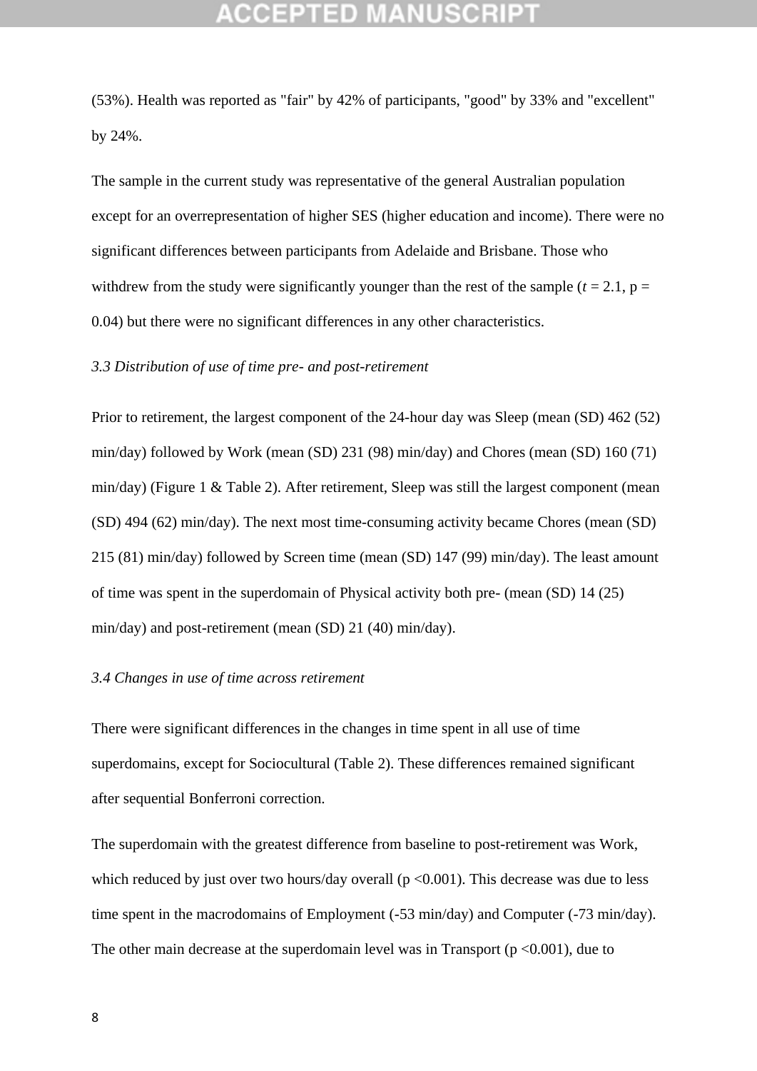(53%). Health was reported as "fair" by 42% of participants, "good" by 33% and "excellent" by 24%.

The sample in the current study was representative of the general Australian population except for an overrepresentation of higher SES (higher education and income). There were no significant differences between participants from Adelaide and Brisbane. Those who withdrew from the study were significantly younger than the rest of the sample ($t = 2.1$, $p = 0.04$) but there were no significant differences in any other characteristics.

### *3.3 Distribution of use of time pre- and post-retirement*

Prior to retirement, the largest component of the 24-hour day was Sleep (mean (SD) 462 (52) min/day) followed by Work (mean (SD) 231 (98) min/day) and Chores (mean (SD) 160 (71) min/day) (Figure 1 & Table 2). After retirement, Sleep was still the largest component (mean (SD) 494 (62) min/day). The next most time-consuming activity became Chores (mean (SD) 215 (81) min/day) followed by Screen time (mean (SD) 147 (99) min/day). The least amount of time was spent in the superdomain of Physical activity both pre- (mean (SD) 14 (25) min/day) and post-retirement (mean (SD) 21 (40) min/day).

### *3.4 Changes in use of time across retirement*

There were significant differences in the changes in time spent in all use of time superdomains, except for Sociocultural (Table 2). These differences remained significant after sequential Bonferroni correction.

The superdomain with the greatest difference from baseline to post-retirement was Work, which reduced by just over two hours/day overall ($p < 0.001$). This decrease was due to less time spent in the macrodomains of Employment (-53 min/day) and Computer (-73 min/day). The other main decrease at the superdomain level was in Transport ($p < 0.001$), due to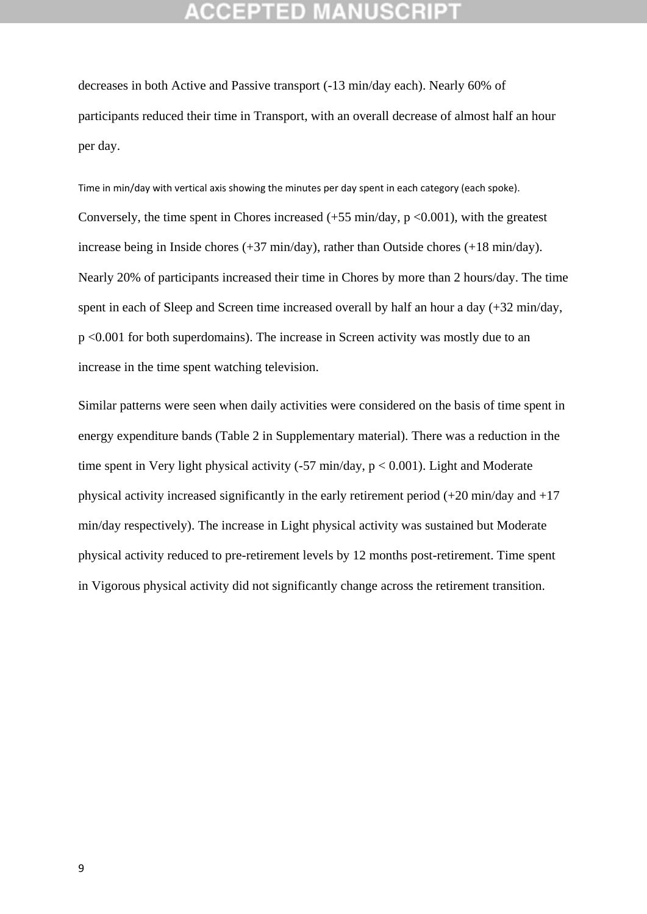decreases in both Active and Passive transport (-13 min/day each). Nearly 60% of participants reduced their time in Transport, with an overall decrease of almost half an hour per day.

Time in min/day with vertical axis showing the minutes per day spent in each category (each spoke).

Conversely, the time spent in Chores increased (+55 min/day, $p < 0.001$), with the greatest increase being in Inside chores (+37 min/day), rather than Outside chores (+18 min/day). Nearly 20% of participants increased their time in Chores by more than 2 hours/day. The time spent in each of Sleep and Screen time increased overall by half an hour a day (+32 min/day, $p < 0.001$ for both superdomains). The increase in Screen activity was mostly due to an increase in the time spent watching television.

Similar patterns were seen when daily activities were considered on the basis of time spent in energy expenditure bands (Table 2 in Supplementary material). There was a reduction in the time spent in Very light physical activity (-57 min/day, $p < 0.001$). Light and Moderate physical activity increased significantly in the early retirement period (+20 min/day and +17 min/day respectively). The increase in Light physical activity was sustained but Moderate physical activity reduced to pre-retirement levels by 12 months post-retirement. Time spent in Vigorous physical activity did not significantly change across the retirement transition.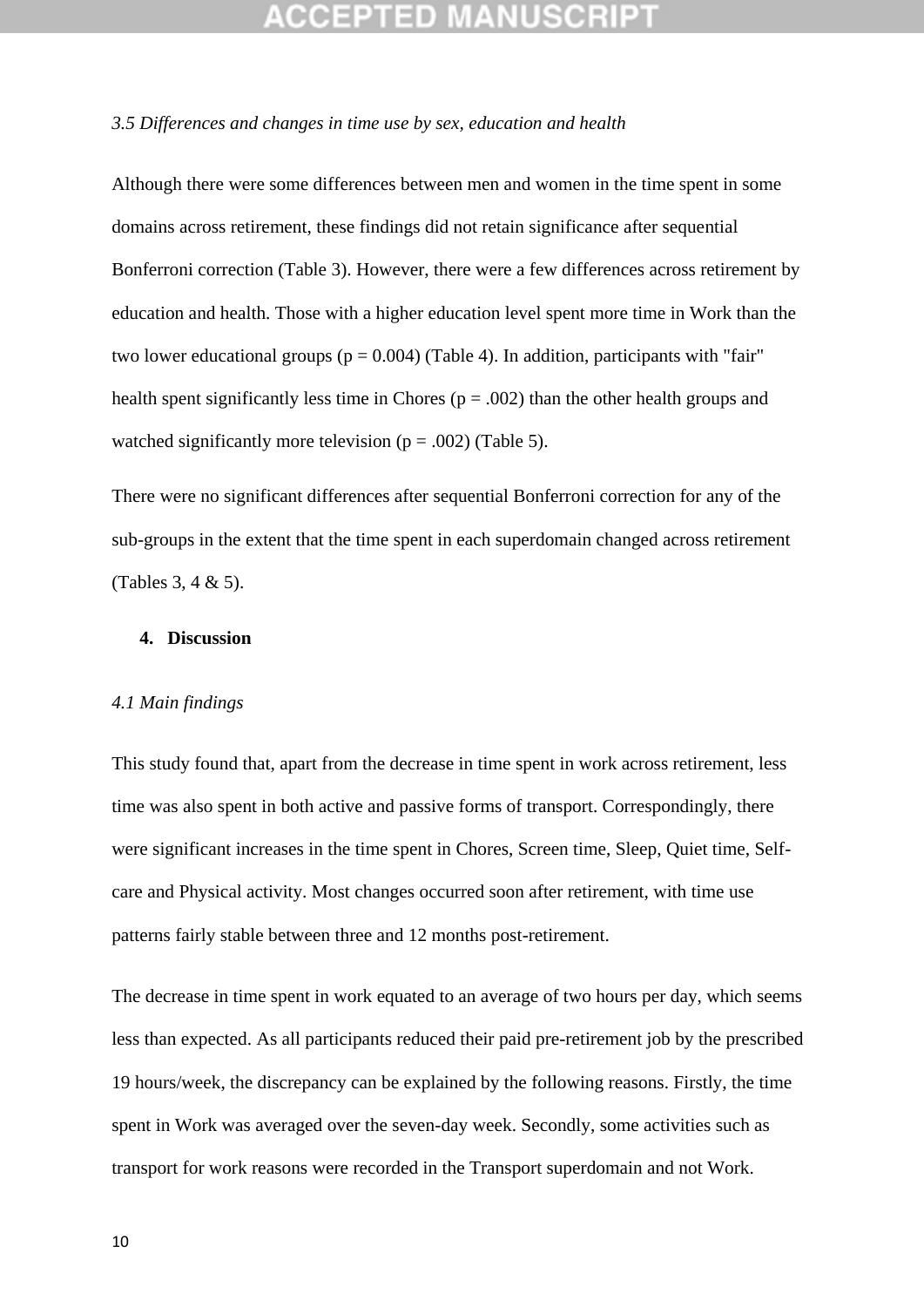*3.5 Differences and changes in time use by sex, education and health*

Although there were some differences between men and women in the time spent in some domains across retirement, these findings did not retain significance after sequential Bonferroni correction (Table 3). However, there were a few differences across retirement by education and health. Those with a higher education level spent more time in Work than the two lower educational groups ($p = 0.004$) (Table 4). In addition, participants with "fair" health spent significantly less time in Chores ($p = .002$) than the other health groups and watched significantly more television ($p = .002$) (Table 5).

There were no significant differences after sequential Bonferroni correction for any of the sub-groups in the extent that the time spent in each superdomain changed across retirement (Tables 3, 4 & 5).

## 4. Discussion

*4.1 Main findings*

This study found that, apart from the decrease in time spent in work across retirement, less time was also spent in both active and passive forms of transport. Correspondingly, there were significant increases in the time spent in Chores, Screen time, Sleep, Quiet time, Self-care and Physical activity. Most changes occurred soon after retirement, with time use patterns fairly stable between three and 12 months post-retirement.

The decrease in time spent in work equated to an average of two hours per day, which seems less than expected. As all participants reduced their paid pre-retirement job by the prescribed 19 hours/week, the discrepancy can be explained by the following reasons. Firstly, the time spent in Work was averaged over the seven-day week. Secondly, some activities such as transport for work reasons were recorded in the Transport superdomain and not Work.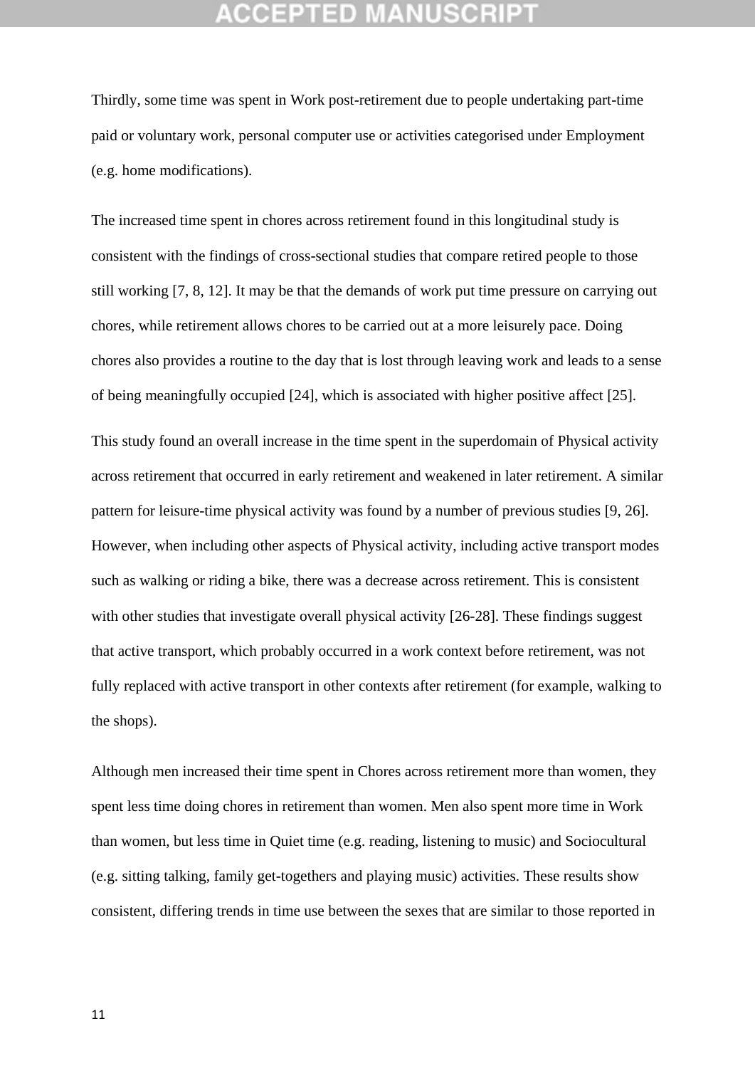Thirdly, some time was spent in Work post-retirement due to people undertaking part-time paid or voluntary work, personal computer use or activities categorised under Employment (e.g. home modifications).

The increased time spent in chores across retirement found in this longitudinal study is consistent with the findings of cross-sectional studies that compare retired people to those still working [7, 8, 12]. It may be that the demands of work put time pressure on carrying out chores, while retirement allows chores to be carried out at a more leisurely pace. Doing chores also provides a routine to the day that is lost through leaving work and leads to a sense of being meaningfully occupied [24], which is associated with higher positive affect [25].

This study found an overall increase in the time spent in the superdomain of Physical activity across retirement that occurred in early retirement and weakened in later retirement. A similar pattern for leisure-time physical activity was found by a number of previous studies [9, 26]. However, when including other aspects of Physical activity, including active transport modes such as walking or riding a bike, there was a decrease across retirement. This is consistent with other studies that investigate overall physical activity [26-28]. These findings suggest that active transport, which probably occurred in a work context before retirement, was not fully replaced with active transport in other contexts after retirement (for example, walking to the shops).

Although men increased their time spent in Chores across retirement more than women, they spent less time doing chores in retirement than women. Men also spent more time in Work than women, but less time in Quiet time (e.g. reading, listening to music) and Sociocultural (e.g. sitting talking, family get-togethers and playing music) activities. These results show consistent, differing trends in time use between the sexes that are similar to those reported in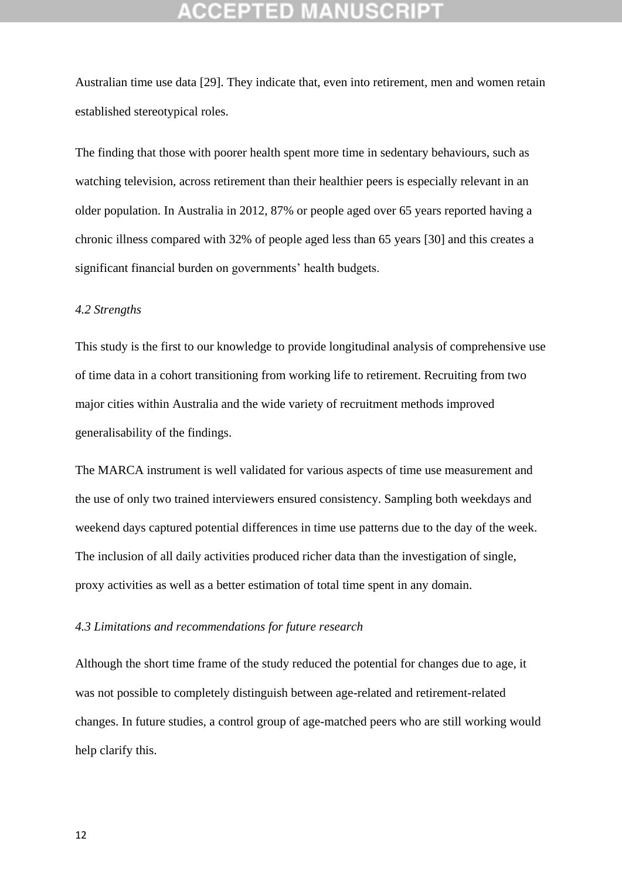Australian time use data [29]. They indicate that, even into retirement, men and women retain established stereotypical roles.

The finding that those with poorer health spent more time in sedentary behaviours, such as watching television, across retirement than their healthier peers is especially relevant in an older population. In Australia in 2012, 87% or people aged over 65 years reported having a chronic illness compared with 32% of people aged less than 65 years [30] and this creates a significant financial burden on governments' health budgets.

### *4.2 Strengths*

This study is the first to our knowledge to provide longitudinal analysis of comprehensive use of time data in a cohort transitioning from working life to retirement. Recruiting from two major cities within Australia and the wide variety of recruitment methods improved generalisability of the findings.

The MARCA instrument is well validated for various aspects of time use measurement and the use of only two trained interviewers ensured consistency. Sampling both weekdays and weekend days captured potential differences in time use patterns due to the day of the week. The inclusion of all daily activities produced richer data than the investigation of single, proxy activities as well as a better estimation of total time spent in any domain.

### *4.3 Limitations and recommendations for future research*

Although the short time frame of the study reduced the potential for changes due to age, it was not possible to completely distinguish between age-related and retirement-related changes. In future studies, a control group of age-matched peers who are still working would help clarify this.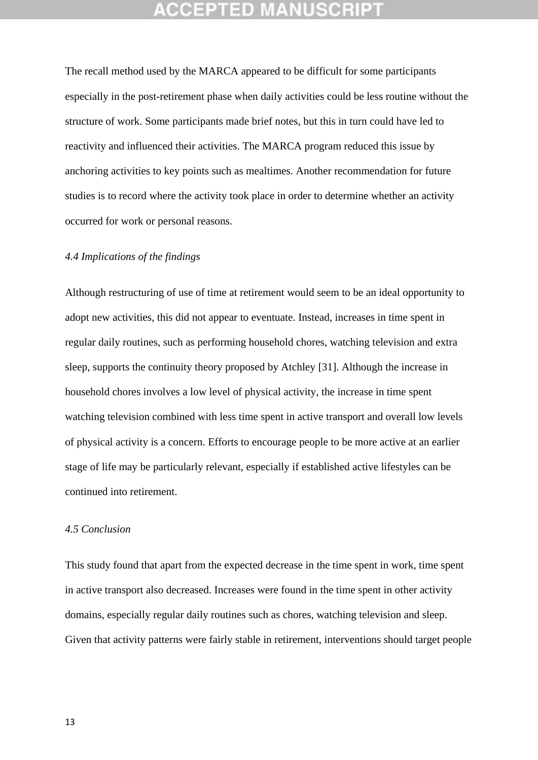The recall method used by the MARCA appeared to be difficult for some participants especially in the post-retirement phase when daily activities could be less routine without the structure of work. Some participants made brief notes, but this in turn could have led to reactivity and influenced their activities. The MARCA program reduced this issue by anchoring activities to key points such as mealtimes. Another recommendation for future studies is to record where the activity took place in order to determine whether an activity occurred for work or personal reasons.

### *4.4 Implications of the findings*

Although restructuring of use of time at retirement would seem to be an ideal opportunity to adopt new activities, this did not appear to eventuate. Instead, increases in time spent in regular daily routines, such as performing household chores, watching television and extra sleep, supports the continuity theory proposed by Atchley [31]. Although the increase in household chores involves a low level of physical activity, the increase in time spent watching television combined with less time spent in active transport and overall low levels of physical activity is a concern. Efforts to encourage people to be more active at an earlier stage of life may be particularly relevant, especially if established active lifestyles can be continued into retirement.

### *4.5 Conclusion*

This study found that apart from the expected decrease in the time spent in work, time spent in active transport also decreased. Increases were found in the time spent in other activity domains, especially regular daily routines such as chores, watching television and sleep. Given that activity patterns were fairly stable in retirement, interventions should target people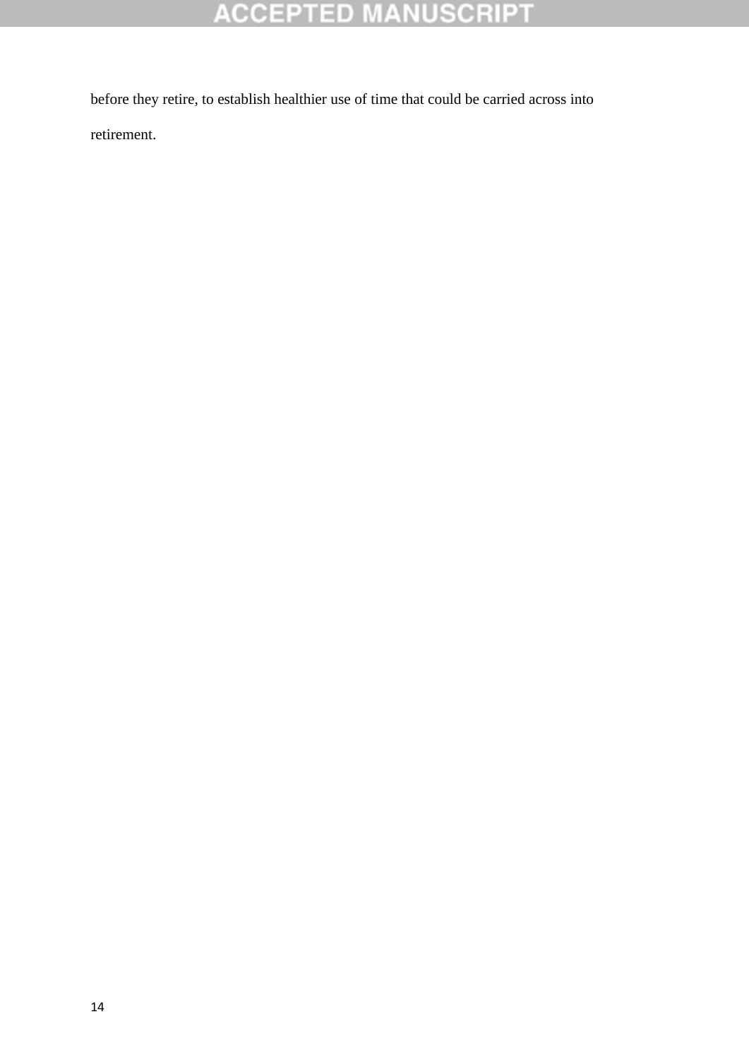before they retire, to establish healthier use of time that could be carried across into retirement.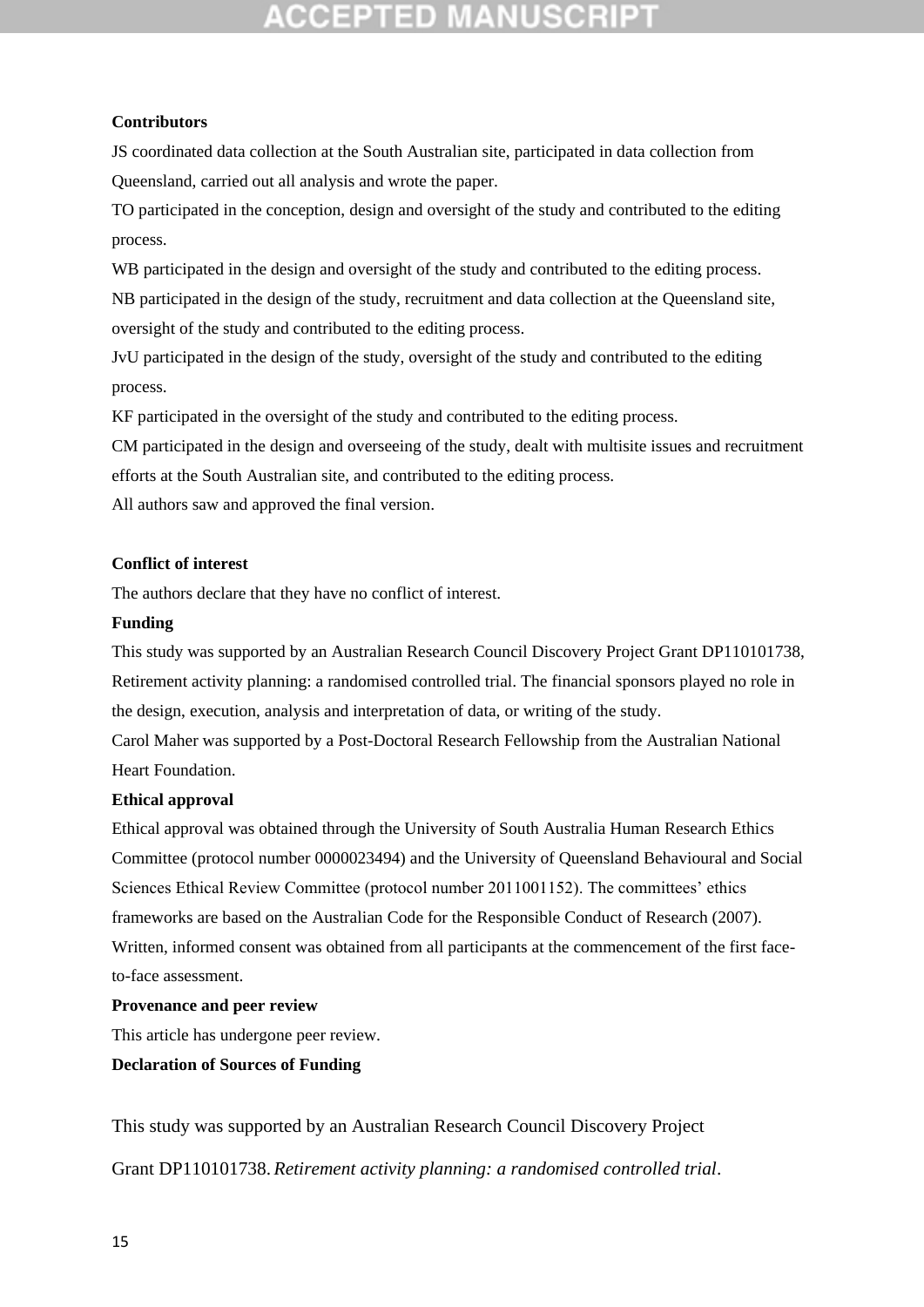**Contributors**

JS coordinated data collection at the South Australian site, participated in data collection from Queensland, carried out all analysis and wrote the paper.

TO participated in the conception, design and oversight of the study and contributed to the editing process.

WB participated in the design and oversight of the study and contributed to the editing process.

NB participated in the design of the study, recruitment and data collection at the Queensland site, oversight of the study and contributed to the editing process.

JvU participated in the design of the study, oversight of the study and contributed to the editing process.

KF participated in the oversight of the study and contributed to the editing process.

CM participated in the design and overseeing of the study, dealt with multisite issues and recruitment efforts at the South Australian site, and contributed to the editing process.

All authors saw and approved the final version.

**Conflict of interest**

The authors declare that they have no conflict of interest.

**Funding**

This study was supported by an Australian Research Council Discovery Project Grant DP110101738, Retirement activity planning: a randomised controlled trial. The financial sponsors played no role in the design, execution, analysis and interpretation of data, or writing of the study.

Carol Maher was supported by a Post-Doctoral Research Fellowship from the Australian National Heart Foundation.

**Ethical approval**

Ethical approval was obtained through the University of South Australia Human Research Ethics Committee (protocol number 0000023494) and the University of Queensland Behavioural and Social Sciences Ethical Review Committee (protocol number 2011001152). The committees' ethics frameworks are based on the Australian Code for the Responsible Conduct of Research (2007). Written, informed consent was obtained from all participants at the commencement of the first face-to-face assessment.

**Provenance and peer review**

This article has undergone peer review.

**Declaration of Sources of Funding**

This study was supported by an Australian Research Council Discovery Project Grant DP110101738. *Retirement activity planning: a randomised controlled trial*.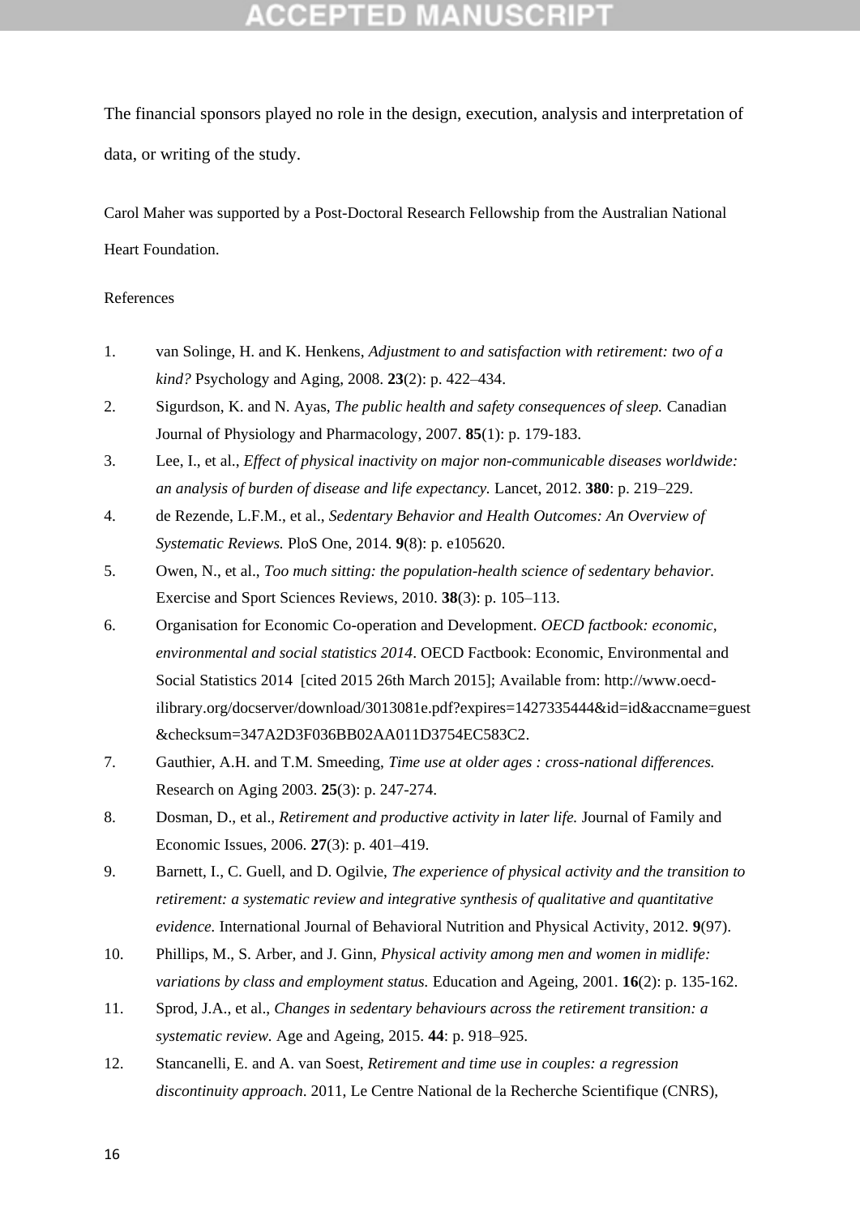The financial sponsors played no role in the design, execution, analysis and interpretation of data, or writing of the study.

Carol Maher was supported by a Post-Doctoral Research Fellowship from the Australian National Heart Foundation.

References

1. van Solinge, H. and K. Henkens, *Adjustment to and satisfaction with retirement: two of a kind?* Psychology and Aging, 2008. **23**(2): p. 422–434.
2. Sigurdson, K. and N. Ayas, *The public health and safety consequences of sleep.* Canadian Journal of Physiology and Pharmacology, 2007. **85**(1): p. 179-183.
3. Lee, I., et al., *Effect of physical inactivity on major non-communicable diseases worldwide: an analysis of burden of disease and life expectancy.* Lancet, 2012. **380**: p. 219–229.
4. de Rezende, L.F.M., et al., *Sedentary Behavior and Health Outcomes: An Overview of Systematic Reviews.* PloS One, 2014. **9**(8): p. e105620.
5. Owen, N., et al., *Too much sitting: the population-health science of sedentary behavior.* Exercise and Sport Sciences Reviews, 2010. **38**(3): p. 105–113.
6. Organisation for Economic Co-operation and Development. *OECD factbook: economic, environmental and social statistics 2014*. OECD Factbook: Economic, Environmental and Social Statistics 2014 [cited 2015 26th March 2015]; Available from: http://www.oecd-ilibrary.org/docserver/download/3013081e.pdf?expires=1427335444&id=id&accname=guest&checksum=347A2D3F036BB02AA011D3754EC583C2.
7. Gauthier, A.H. and T.M. Smeeding, *Time use at older ages : cross-national differences.* Research on Aging 2003. **25**(3): p. 247-274.
8. Dosman, D., et al., *Retirement and productive activity in later life.* Journal of Family and Economic Issues, 2006. **27**(3): p. 401–419.
9. Barnett, I., C. Guell, and D. Ogilvie, *The experience of physical activity and the transition to retirement: a systematic review and integrative synthesis of qualitative and quantitative evidence.* International Journal of Behavioral Nutrition and Physical Activity, 2012. **9**(97).
10. Phillips, M., S. Arber, and J. Ginn, *Physical activity among men and women in midlife: variations by class and employment status.* Education and Ageing, 2001. **16**(2): p. 135-162.
11. Sprod, J.A., et al., *Changes in sedentary behaviours across the retirement transition: a systematic review.* Age and Ageing, 2015. **44**: p. 918–925.
12. Stancanelli, E. and A. van Soest, *Retirement and time use in couples: a regression discontinuity approach*. 2011, Le Centre National de la Recherche Scientifique (CNRS),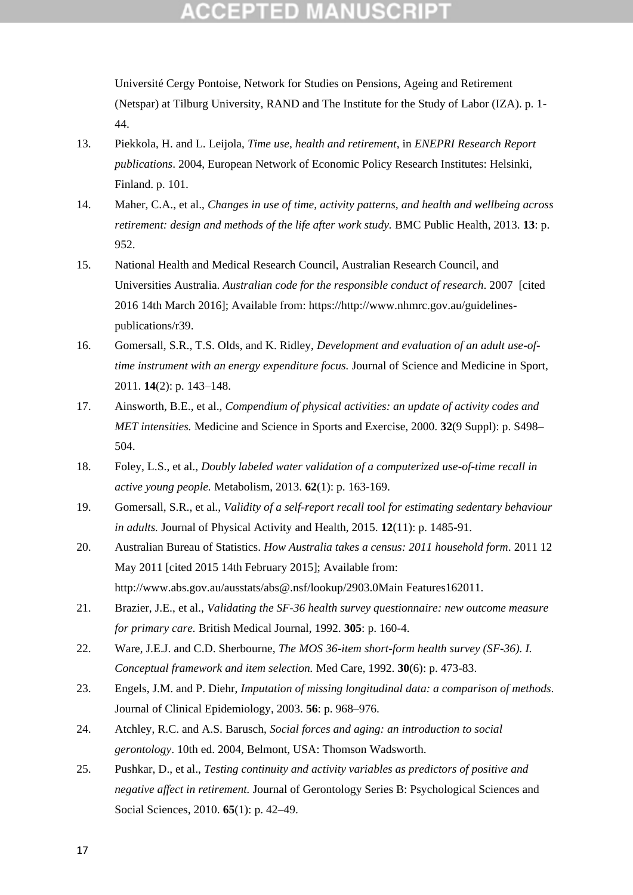Université Cergy Pontoise, Network for Studies on Pensions, Ageing and Retirement (Netspar) at Tilburg University, RAND and The Institute for the Study of Labor (IZA). p. 1-44.

13. Piekkola, H. and L. Leijola, *Time use, health and retirement*, in *ENEPRI Research Report publications*. 2004, European Network of Economic Policy Research Institutes: Helsinki, Finland. p. 101.
14. Maher, C.A., et al., *Changes in use of time, activity patterns, and health and wellbeing across retirement: design and methods of the life after work study.* BMC Public Health, 2013. **13**: p. 952.
15. National Health and Medical Research Council, Australian Research Council, and Universities Australia. *Australian code for the responsible conduct of research*. 2007 [cited 2016 14th March 2016]; Available from: https://http://www.nhmrc.gov.au/guidelines-publications/r39.
16. Gomersall, S.R., T.S. Olds, and K. Ridley, *Development and evaluation of an adult use-of-time instrument with an energy expenditure focus.* Journal of Science and Medicine in Sport, 2011. **14**(2): p. 143–148.
17. Ainsworth, B.E., et al., *Compendium of physical activities: an update of activity codes and MET intensities.* Medicine and Science in Sports and Exercise, 2000. **32**(9 Suppl): p. S498–504.
18. Foley, L.S., et al., *Doubly labeled water validation of a computerized use-of-time recall in active young people.* Metabolism, 2013. **62**(1): p. 163-169.
19. Gomersall, S.R., et al., *Validity of a self-report recall tool for estimating sedentary behaviour in adults.* Journal of Physical Activity and Health, 2015. **12**(11): p. 1485-91.
20. Australian Bureau of Statistics. *How Australia takes a census: 2011 household form*. 2011 12 May 2011 [cited 2015 14th February 2015]; Available from: http://www.abs.gov.au/ausstats/abs@.nsf/lookup/2903.0Main Features162011.
21. Brazier, J.E., et al., *Validating the SF-36 health survey questionnaire: new outcome measure for primary care.* British Medical Journal, 1992. **305**: p. 160-4.
22. Ware, J.E.J. and C.D. Sherbourne, *The MOS 36-item short-form health survey (SF-36). I. Conceptual framework and item selection.* Med Care, 1992. **30**(6): p. 473-83.
23. Engels, J.M. and P. Diehr, *Imputation of missing longitudinal data: a comparison of methods*. Journal of Clinical Epidemiology, 2003. **56**: p. 968–976.
24. Atchley, R.C. and A.S. Barusch, *Social forces and aging: an introduction to social gerontology*. 10th ed. 2004, Belmont, USA: Thomson Wadsworth.
25. Pushkar, D., et al., *Testing continuity and activity variables as predictors of positive and negative affect in retirement.* Journal of Gerontology Series B: Psychological Sciences and Social Sciences, 2010. **65**(1): p. 42–49.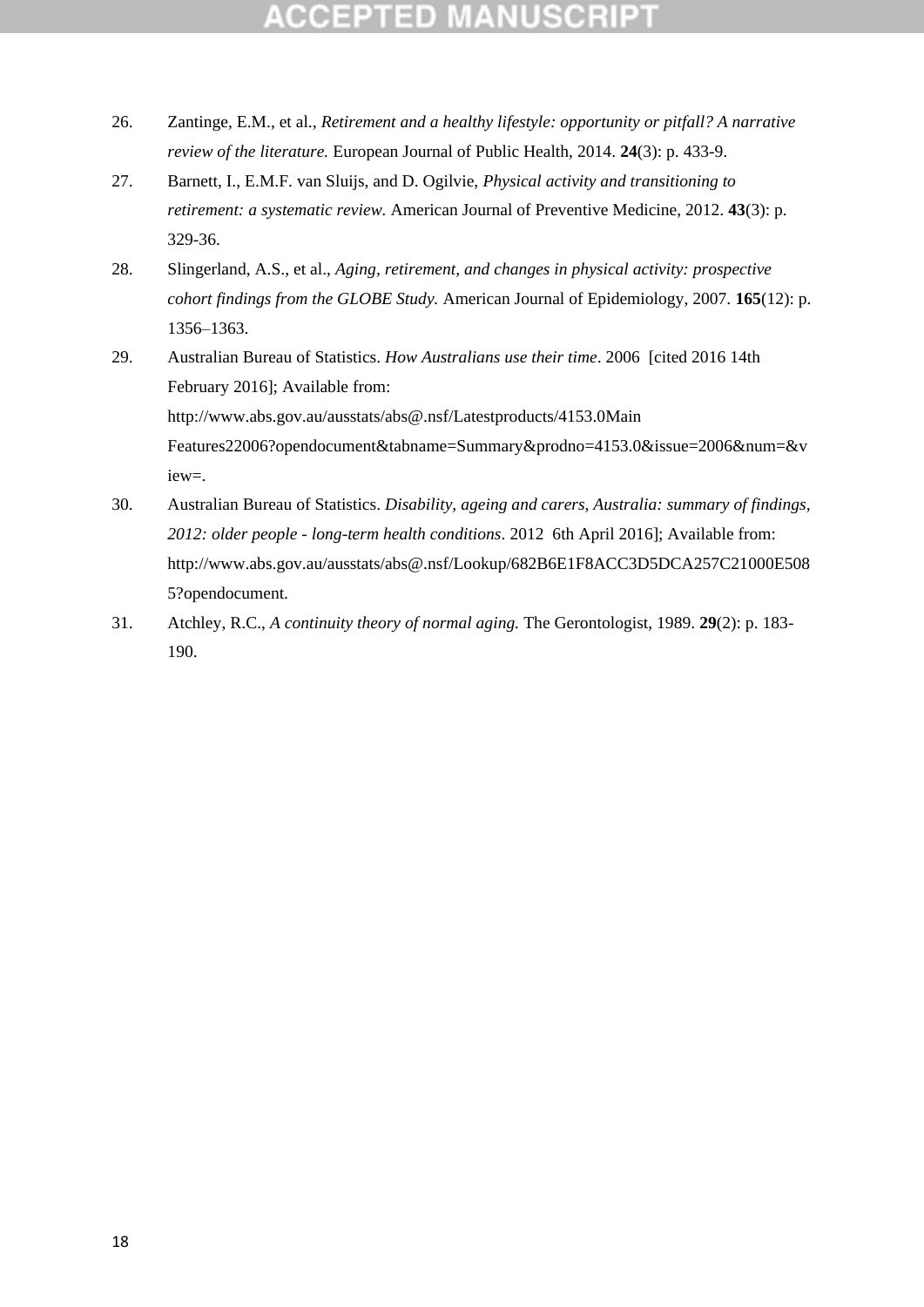26. Zantinge, E.M., et al., *Retirement and a healthy lifestyle: opportunity or pitfall? A narrative review of the literature.* European Journal of Public Health, 2014. **24**(3): p. 433-9.
27. Barnett, I., E.M.F. van Sluijs, and D. Ogilvie, *Physical activity and transitioning to retirement: a systematic review.* American Journal of Preventive Medicine, 2012. **43**(3): p. 329-36.
28. Slingerland, A.S., et al., *Aging, retirement, and changes in physical activity: prospective cohort findings from the GLOBE Study.* American Journal of Epidemiology, 2007. **165**(12): p. 1356–1363.
29. Australian Bureau of Statistics. *How Australians use their time*. 2006 [cited 2016 14th February 2016]; Available from: http://www.abs.gov.au/ausstats/abs@.nsf/Latestproducts/4153.0Main Features22006?opendocument&tabname=Summary&prodno=4153.0&issue=2006&num=&view=.
30. Australian Bureau of Statistics. *Disability, ageing and carers, Australia: summary of findings, 2012: older people - long-term health conditions*. 2012 6th April 2016]; Available from: http://www.abs.gov.au/ausstats/abs@.nsf/Lookup/682B6E1F8ACC3D5DCA257C21000E5085?opendocument.
31. Atchley, R.C., *A continuity theory of normal aging.* The Gerontologist, 1989. **29**(2): p. 183-190.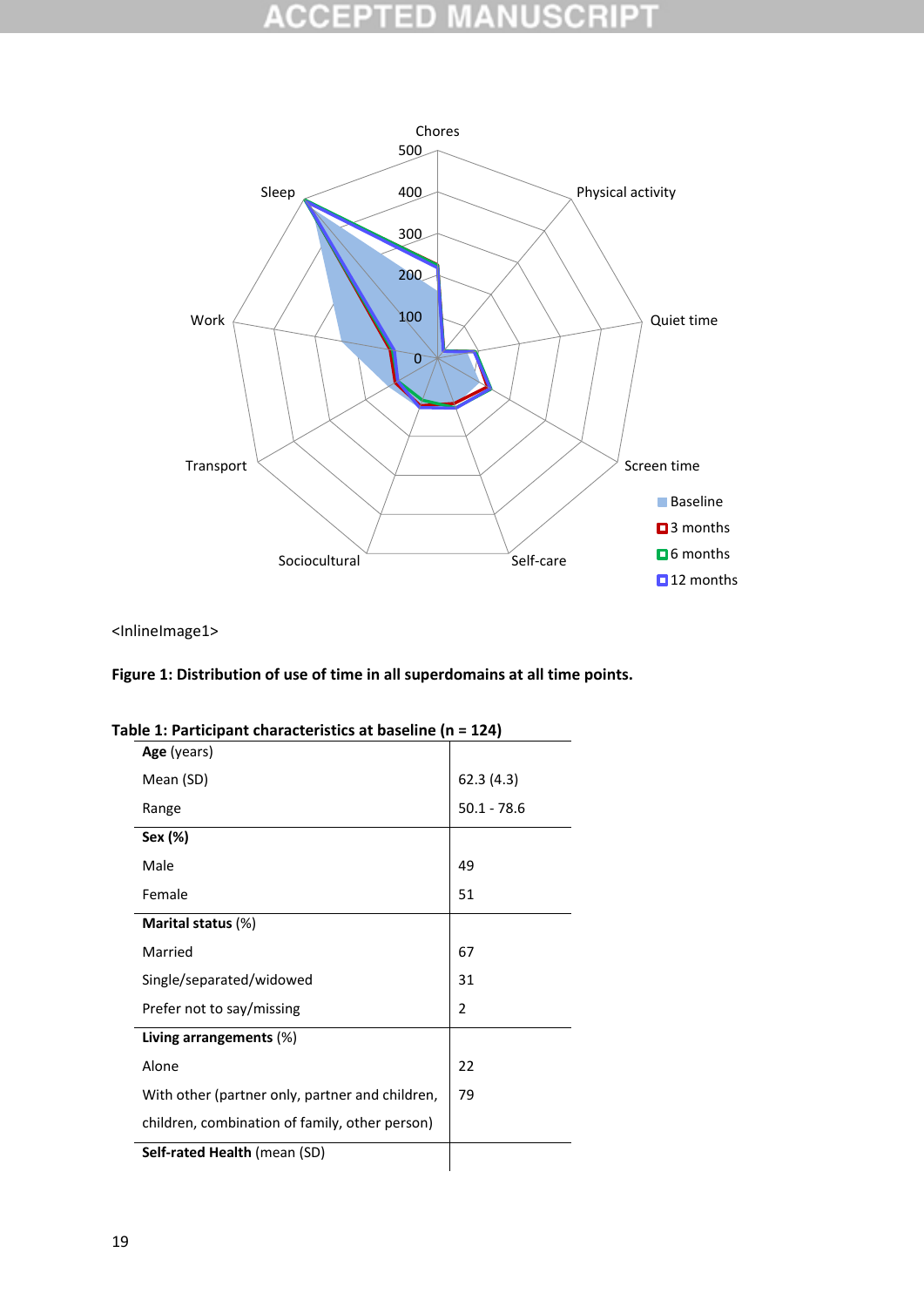<InlineImage1>

**Figure 1: Distribution of use of time in all superdomains at all time points.**

**Table 1: Participant characteristics at baseline (n = 124)**

| | |
|---|---|
| **Age** (years) | |
| Mean (SD) | 62.3 (4.3) |
| Range | 50.1 - 78.6 |
| **Sex (%)** | |
| Male | 49 |
| Female | 51 |
| **Marital status** (%) | |
| Married | 67 |
| Single/separated/widowed | 31 |
| Prefer not to say/missing | 2 |
| **Living arrangements** (%) | |
| Alone | 22 |
| With other (partner only, partner and children, children, combination of family, other person) | 79 |
| **Self-rated Health** (mean (SD) | |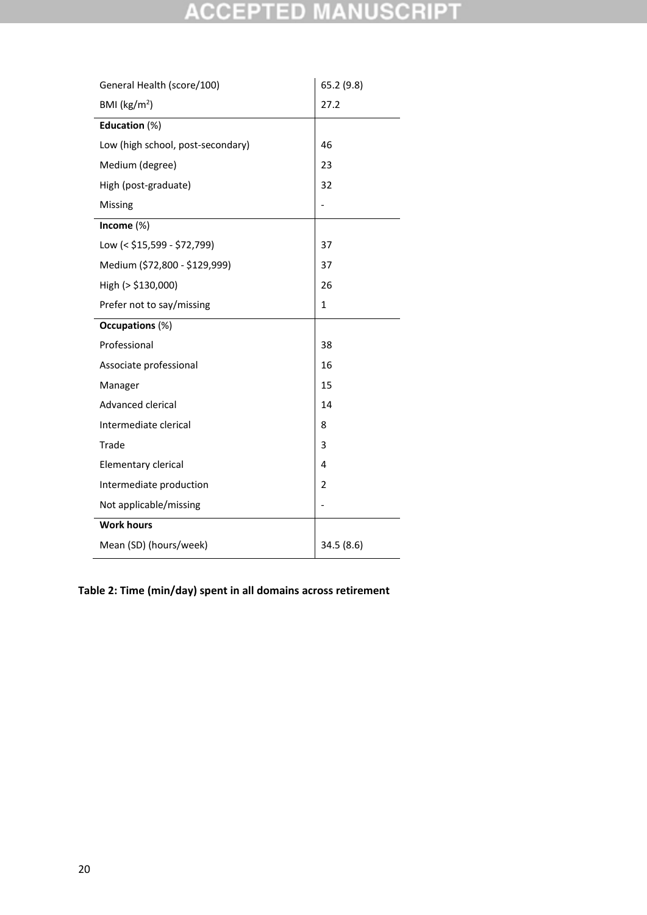| | |
|---|---|
| General Health (score/100) | 65.2 (9.8) |
| BMI (kg/m$^2$) | 27.2 |
| **Education** (%) | |
| Low (high school, post-secondary) | 46 |
| Medium (degree) | 23 |
| High (post-graduate) | 32 |
| Missing | - |
| **Income** (%) | |
| Low (< $15,599 - $72,799) | 37 |
| Medium ($72,800 - $129,999) | 37 |
| High (> $130,000) | 26 |
| Prefer not to say/missing | 1 |
| **Occupations** (%) | |
| Professional | 38 |
| Associate professional | 16 |
| Manager | 15 |
| Advanced clerical | 14 |
| Intermediate clerical | 8 |
| Trade | 3 |
| Elementary clerical | 4 |
| Intermediate production | 2 |
| Not applicable/missing | - |
| **Work hours** | |
| Mean (SD) (hours/week) | 34.5 (8.6) |

**Table 2: Time (min/day) spent in all domains across retirement**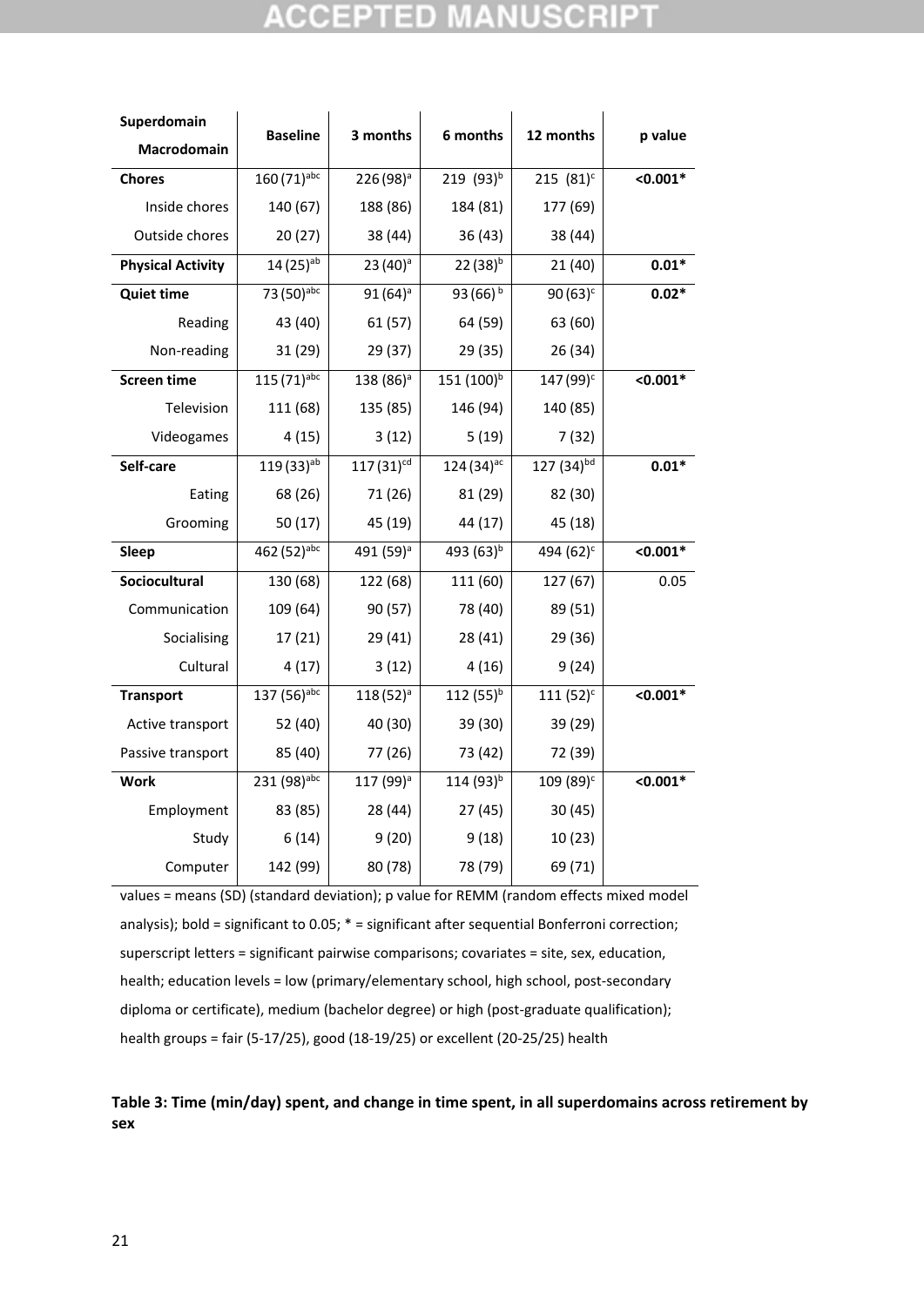| Superdomain Macrodomain | Baseline | 3 months | 6 months | 12 months | p value |
|---|---|---|---|---|---|
| **Chores** | 160 (71)$^{abc}$ | 226 (98)$^{a}$ | 219 (93)$^{b}$ | 215 (81)$^{c}$ | **<0.001*** |
| Inside chores | 140 (67) | 188 (86) | 184 (81) | 177 (69) | |
| Outside chores | 20 (27) | 38 (44) | 36 (43) | 38 (44) | |
| **Physical Activity** | 14 (25)$^{ab}$ | 23 (40)$^{a}$ | 22 (38)$^{b}$ | 21 (40) | **0.01*** |
| **Quiet time** | 73 (50)$^{abc}$ | 91 (64)$^{a}$ | 93 (66)$^{b}$ | 90 (63)$^{c}$ | **0.02*** |
| Reading | 43 (40) | 61 (57) | 64 (59) | 63 (60) | |
| Non-reading | 31 (29) | 29 (37) | 29 (35) | 26 (34) | |
| **Screen time** | 115 (71)$^{abc}$ | 138 (86)$^{a}$ | 151 (100)$^{b}$ | 147 (99)$^{c}$ | **<0.001*** |
| Television | 111 (68) | 135 (85) | 146 (94) | 140 (85) | |
| Videogames | 4 (15) | 3 (12) | 5 (19) | 7 (32) | |
| **Self-care** | 119 (33)$^{ab}$ | 117 (31)$^{cd}$ | 124 (34)$^{ac}$ | 127 (34)$^{bd}$ | **0.01*** |
| Eating | 68 (26) | 71 (26) | 81 (29) | 82 (30) | |
| Grooming | 50 (17) | 45 (19) | 44 (17) | 45 (18) | |
| **Sleep** | 462 (52)$^{abc}$ | 491 (59)$^{a}$ | 493 (63)$^{b}$ | 494 (62)$^{c}$ | **<0.001*** |
| **Sociocultural** | 130 (68) | 122 (68) | 111 (60) | 127 (67) | 0.05 |
| Communication | 109 (64) | 90 (57) | 78 (40) | 89 (51) | |
| Socialising | 17 (21) | 29 (41) | 28 (41) | 29 (36) | |
| Cultural | 4 (17) | 3 (12) | 4 (16) | 9 (24) | |
| **Transport** | 137 (56)$^{abc}$ | 118 (52)$^{a}$ | 112 (55)$^{b}$ | 111 (52)$^{c}$ | **<0.001*** |
| Active transport | 52 (40) | 40 (30) | 39 (30) | 39 (29) | |
| Passive transport | 85 (40) | 77 (26) | 73 (42) | 72 (39) | |
| **Work** | 231 (98)$^{abc}$ | 117 (99)$^{a}$ | 114 (93)$^{b}$ | 109 (89)$^{c}$ | **<0.001*** |
| Employment | 83 (85) | 28 (44) | 27 (45) | 30 (45) | |
| Study | 6 (14) | 9 (20) | 9 (18) | 10 (23) | |
| Computer | 142 (99) | 80 (78) | 78 (79) | 69 (71) | |

values = means (SD) (standard deviation); p value for REMM (random effects mixed model analysis); bold = significant to 0.05; * = significant after sequential Bonferroni correction; superscript letters = significant pairwise comparisons; covariates = site, sex, education, health; education levels = low (primary/elementary school, high school, post-secondary diploma or certificate), medium (bachelor degree) or high (post-graduate qualification); health groups = fair (5-17/25), good (18-19/25) or excellent (20-25/25) health

**Table 3: Time (min/day) spent, and change in time spent, in all superdomains across retirement by sex**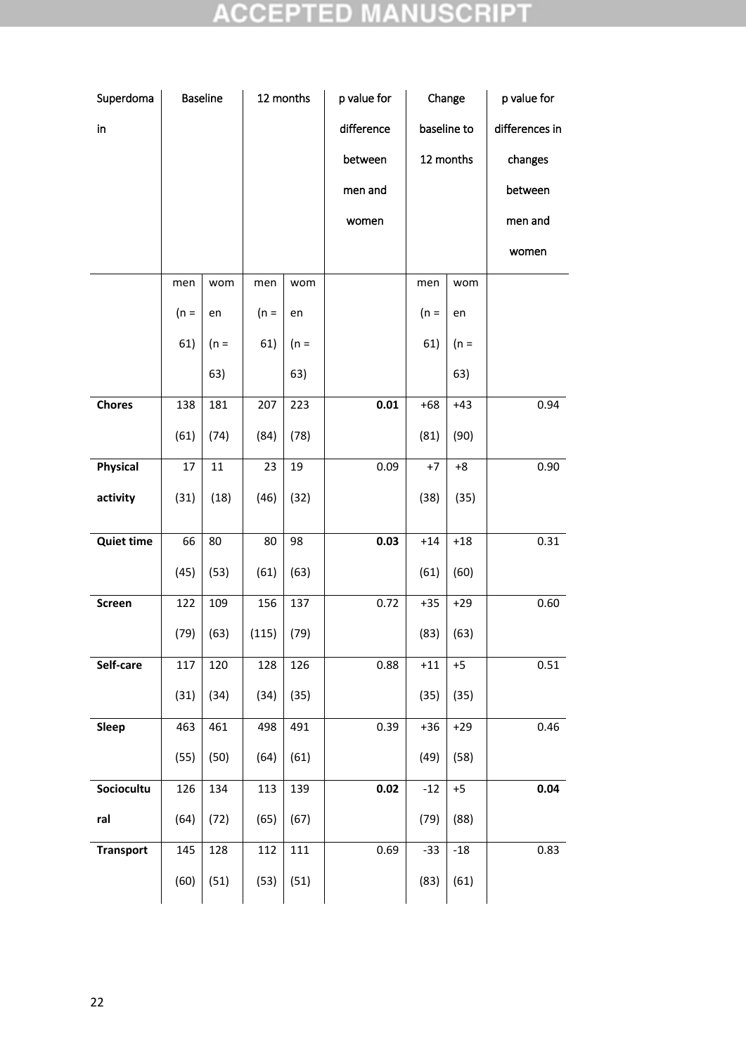| Superdomain | Baseline | | 12 months | | p value for difference between men and women | Change baseline to 12 months | | p value for differences in changes between men and women |
|---|---|---|---|---|---|---|---|---|
| | men (n = 61) | women (n = 63) | men (n = 61) | women (n = 63) | | men (n = 61) | women (n = 63) | |
| **Chores** | 138 (61) | 181 (74) | 207 (84) | 223 (78) | **0.01** | +68 (81) | +43 (90) | 0.94 |
| **Physical activity** | 17 (31) | 11 (18) | 23 (46) | 19 (32) | 0.09 | +7 (38) | +8 (35) | 0.90 |
| **Quiet time** | 66 (45) | 80 (53) | 80 (61) | 98 (63) | **0.03** | +14 (61) | +18 (60) | 0.31 |
| **Screen** | 122 (79) | 109 (63) | 156 (115) | 137 (79) | 0.72 | +35 (83) | +29 (63) | 0.60 |
| **Self-care** | 117 (31) | 120 (34) | 128 (34) | 126 (35) | 0.88 | +11 (35) | +5 (35) | 0.51 |
| **Sleep** | 463 (55) | 461 (50) | 498 (64) | 491 (61) | 0.39 | +36 (49) | +29 (58) | 0.46 |
| **Sociocultural** | 126 (64) | 134 (72) | 113 (65) | 139 (67) | **0.02** | -12 (79) | +5 (88) | **0.04** |
| **Transport** | 145 (60) | 128 (51) | 112 (53) | 111 (51) | 0.69 | -33 (83) | -18 (61) | 0.83 |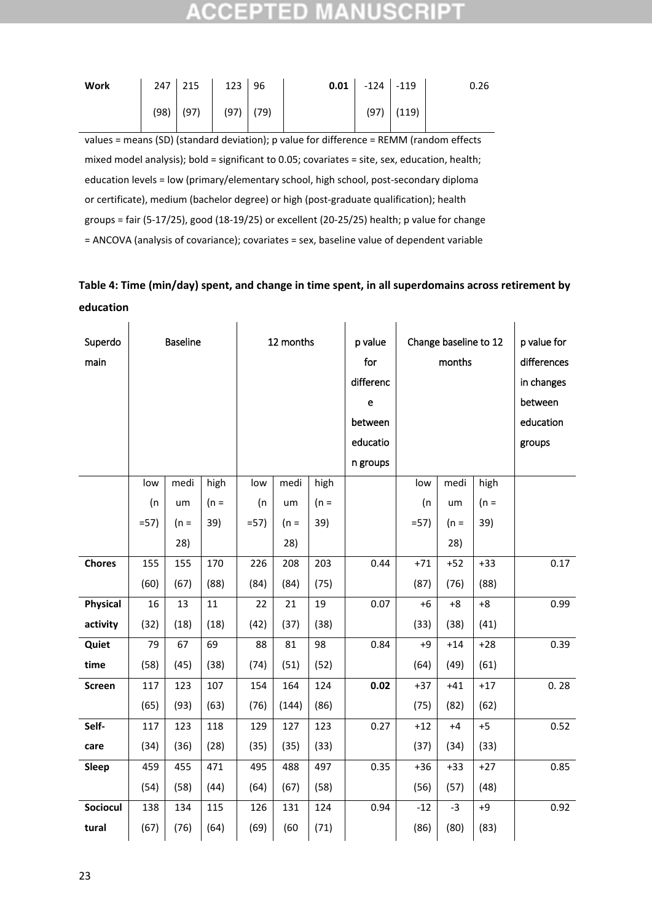| **Work** | 247 (98) | 215 (97) | 123 (97) | 96 (79) | **0.01** | -124 (97) | -119 (119) | 0.26 |
|---|---|---|---|---|---|---|---|---|

values = means (SD) (standard deviation); p value for difference = REMM (random effects mixed model analysis); bold = significant to 0.05; covariates = site, sex, education, health; education levels = low (primary/elementary school, high school, post-secondary diploma or certificate), medium (bachelor degree) or high (post-graduate qualification); health groups = fair (5-17/25), good (18-19/25) or excellent (20-25/25) health; p value for change = ANCOVA (analysis of covariance); covariates = sex, baseline value of dependent variable

**Table 4: Time (min/day) spent, and change in time spent, in all superdomains across retirement by education**

| Superdomain | Baseline | | | 12 months | | | p value for difference between education groups | Change baseline to 12 months | | | p value for differences in changes between education groups |
|---|---|---|---|---|---|---|---|---|---|---|---|
| | low (n =57) | medium (n = 28) | high (n = 39) | low (n =57) | medium (n = 28) | high (n = 39) | | low (n =57) | medium (n = 28) | high (n = 39) | |
| **Chores** | 155 (60) | 155 (67) | 170 (88) | 226 (84) | 208 (84) | 203 (75) | 0.44 | +71 (87) | +52 (76) | +33 (88) | 0.17 |
| **Physical activity** | 16 (32) | 13 (18) | 11 (18) | 22 (42) | 21 (37) | 19 (38) | 0.07 | +6 (33) | +8 (38) | +8 (41) | 0.99 |
| **Quiet time** | 79 (58) | 67 (45) | 69 (38) | 88 (74) | 81 (51) | 98 (52) | 0.84 | +9 (64) | +14 (49) | +28 (61) | 0.39 |
| **Screen** | 117 (65) | 123 (93) | 107 (63) | 154 (76) | 164 (144) | 124 (86) | **0.02** | +37 (75) | +41 (82) | +17 (62) | 0. 28 |
| **Self-care** | 117 (34) | 123 (36) | 118 (28) | 129 (35) | 127 (35) | 123 (33) | 0.27 | +12 (37) | +4 (34) | +5 (33) | 0.52 |
| **Sleep** | 459 (54) | 455 (58) | 471 (44) | 495 (64) | 488 (67) | 497 (58) | 0.35 | +36 (56) | +33 (57) | +27 (48) | 0.85 |
| **Sociocultural** | 138 (67) | 134 (76) | 115 (64) | 126 (69) | 131 (60 | 124 (71) | 0.94 | -12 (86) | -3 (80) | +9 (83) | 0.92 |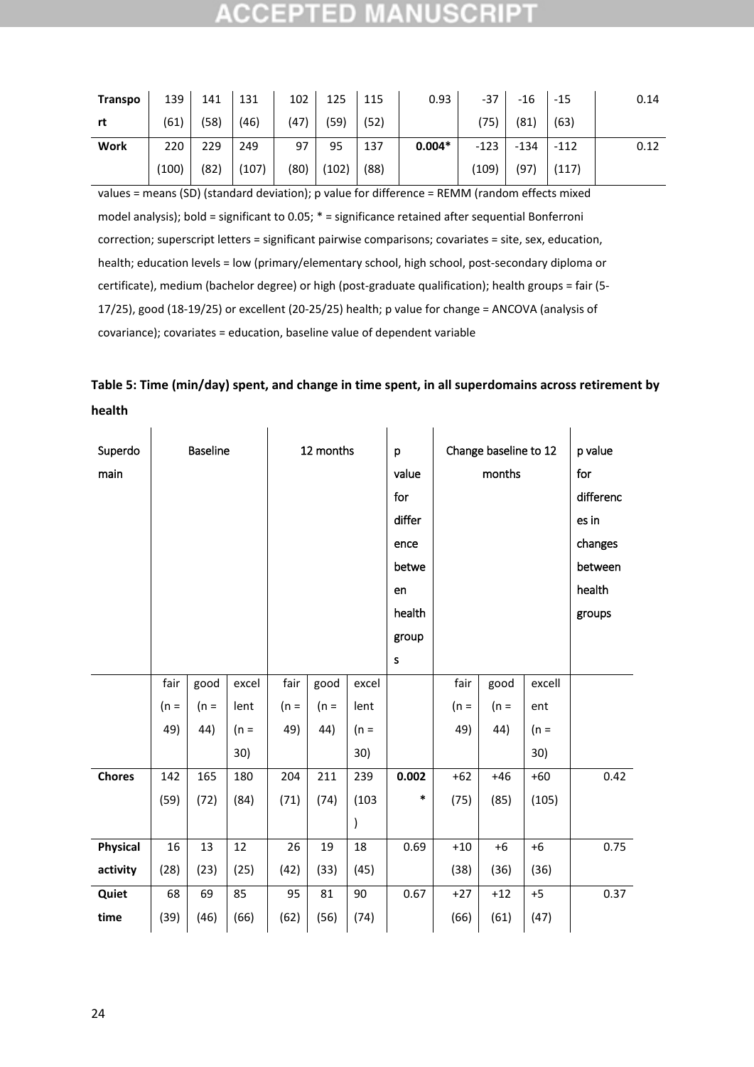| **Transport** | 139 (61) | 141 (58) | 131 (46) | 102 (47) | 125 (59) | 115 (52) | 0.93 | -37 (75) | -16 (81) | -15 (63) | 0.14 |
|---|---|---|---|---|---|---|---|---|---|---|---|
| **Work** | 220 (100) | 229 (82) | 249 (107) | 97 (80) | 95 (102) | 137 (88) | **0.004***| -123 (109) | -134 (97) | -112 (117) | 0.12 |

values = means (SD) (standard deviation); p value for difference = REMM (random effects mixed model analysis); bold = significant to 0.05; * = significance retained after sequential Bonferroni correction; superscript letters = significant pairwise comparisons; covariates = site, sex, education, health; education levels = low (primary/elementary school, high school, post-secondary diploma or certificate), medium (bachelor degree) or high (post-graduate qualification); health groups = fair (5-17/25), good (18-19/25) or excellent (20-25/25) health; p value for change = ANCOVA (analysis of covariance); covariates = education, baseline value of dependent variable

**Table 5: Time (min/day) spent, and change in time spent, in all superdomains across retirement by health**

| Superdomain | Baseline | | | 12 months | | | p value for difference between health groups | Change baseline to 12 months | | | p value for differences in changes between health groups |
|---|---|---|---|---|---|---|---|---|---|---|---|
| | fair (n = 49) | good (n = 44) | excellent (n = 30) | fair (n = 49) | good (n = 44) | excellent (n = 30) | | fair (n = 49) | good (n = 44) | excellent (n = 30) | |
| **Chores** | 142 (59) | 165 (72) | 180 (84) | 204 (71) | 211 (74) | 239 (103) | **0.002*** | +62 (75) | +46 (85) | +60 (105) | 0.42 |
| **Physical activity** | 16 (28) | 13 (23) | 12 (25) | 26 (42) | 19 (33) | 18 (45) | 0.69 | +10 (38) | +6 (36) | +6 (36) | 0.75 |
| **Quiet time** | 68 (39) | 69 (46) | 85 (66) | 95 (62) | 81 (56) | 90 (74) | 0.67 | +27 (66) | +12 (61) | +5 (47) | 0.37 |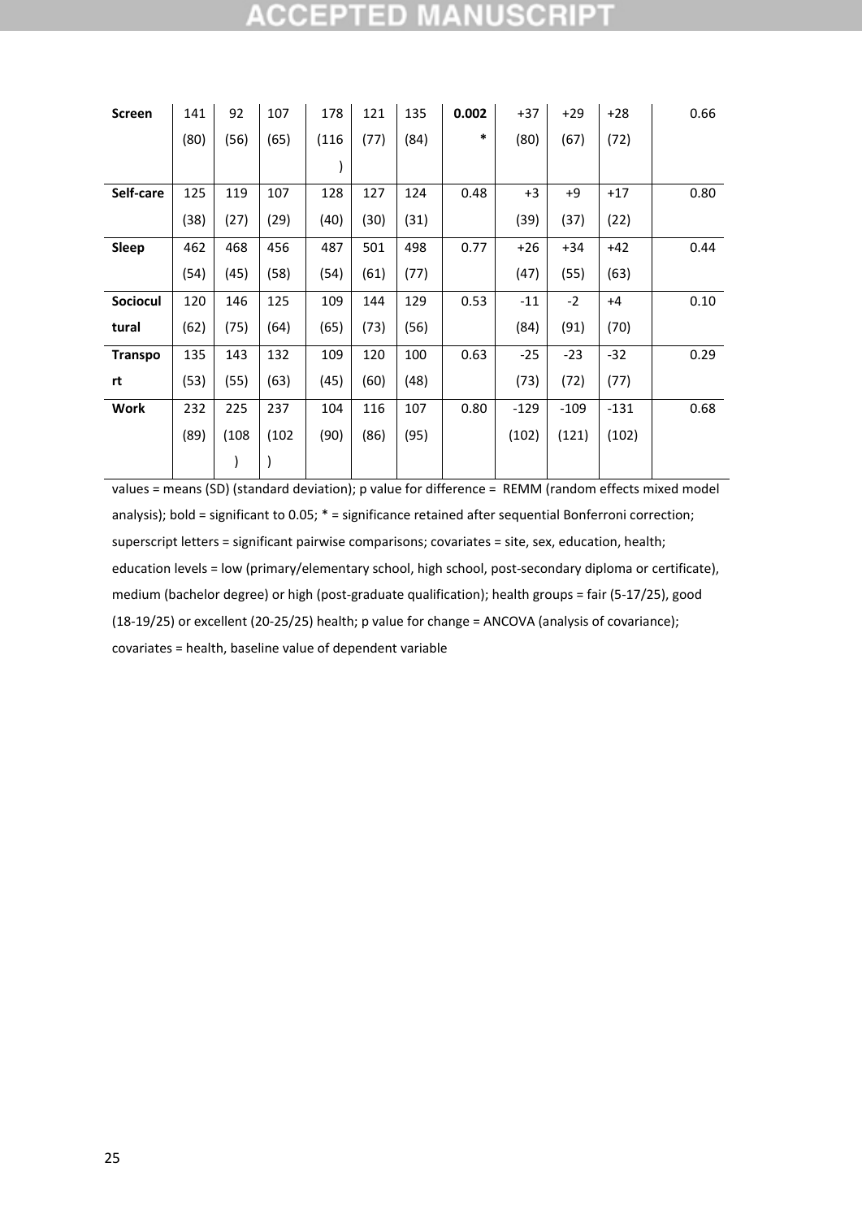| | | | | | | | | | | | |
|---|---|---|---|---|---|---|---|---|---|---|---|
| **Screen** | 141 (80) | 92 (56) | 107 (65) | 178 (116) | 121 (77) | 135 (84) | **0.002*** | +37 (80) | +29 (67) | +28 (72) | 0.66 |
| **Self-care** | 125 (38) | 119 (27) | 107 (29) | 128 (40) | 127 (30) | 124 (31) | 0.48 | +3 (39) | +9 (37) | +17 (22) | 0.80 |
| **Sleep** | 462 (54) | 468 (45) | 456 (58) | 487 (54) | 501 (61) | 498 (77) | 0.77 | +26 (47) | +34 (55) | +42 (63) | 0.44 |
| **Sociocultural** | 120 (62) | 146 (75) | 125 (64) | 109 (65) | 144 (73) | 129 (56) | 0.53 | -11 (84) | -2 (91) | +4 (70) | 0.10 |
| **Transport** | 135 (53) | 143 (55) | 132 (63) | 109 (45) | 120 (60) | 100 (48) | 0.63 | -25 (73) | -23 (72) | -32 (77) | 0.29 |
| **Work** | 232 (89) | 225 (108) | 237 (102) | 104 (90) | 116 (86) | 107 (95) | 0.80 | -129 (102) | -109 (121) | -131 (102) | 0.68 |

values = means (SD) (standard deviation); p value for difference = REMM (random effects mixed model analysis); bold = significant to 0.05; * = significance retained after sequential Bonferroni correction; superscript letters = significant pairwise comparisons; covariates = site, sex, education, health; education levels = low (primary/elementary school, high school, post-secondary diploma or certificate), medium (bachelor degree) or high (post-graduate qualification); health groups = fair (5-17/25), good (18-19/25) or excellent (20-25/25) health; p value for change = ANCOVA (analysis of covariance); covariates = health, baseline value of dependent variable